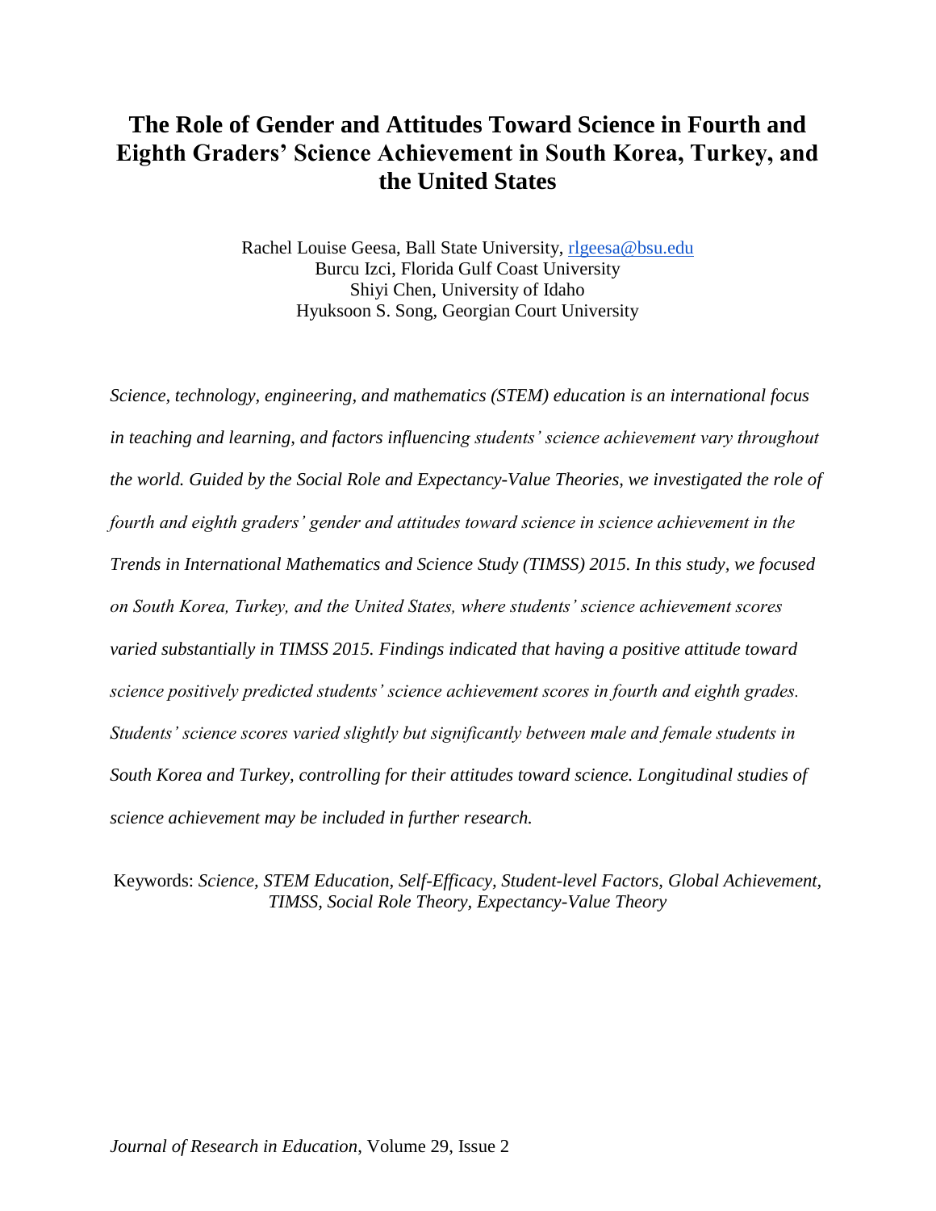# The Role of Gender and Attitudes Toward Science in Fourth and Eighth Graders' Science Achievement in South Korea, Turkey, and the United States

Rachel Louise Geesa, Ball State University, rlgeesa@bsu.edu
Burcu Izci, Florida Gulf Coast University
Shiyi Chen, University of Idaho
Hyuksoon S. Song, Georgian Court University

*Science, technology, engineering, and mathematics (STEM) education is an international focus in teaching and learning, and factors influencing students' science achievement vary throughout the world. Guided by the Social Role and Expectancy-Value Theories, we investigated the role of fourth and eighth graders' gender and attitudes toward science in science achievement in the Trends in International Mathematics and Science Study (TIMSS) 2015. In this study, we focused on South Korea, Turkey, and the United States, where students' science achievement scores varied substantially in TIMSS 2015. Findings indicated that having a positive attitude toward science positively predicted students' science achievement scores in fourth and eighth grades. Students' science scores varied slightly but significantly between male and female students in South Korea and Turkey, controlling for their attitudes toward science. Longitudinal studies of science achievement may be included in further research.*

Keywords: *Science, STEM Education, Self-Efficacy, Student-level Factors, Global Achievement, TIMSS, Social Role Theory, Expectancy-Value Theory*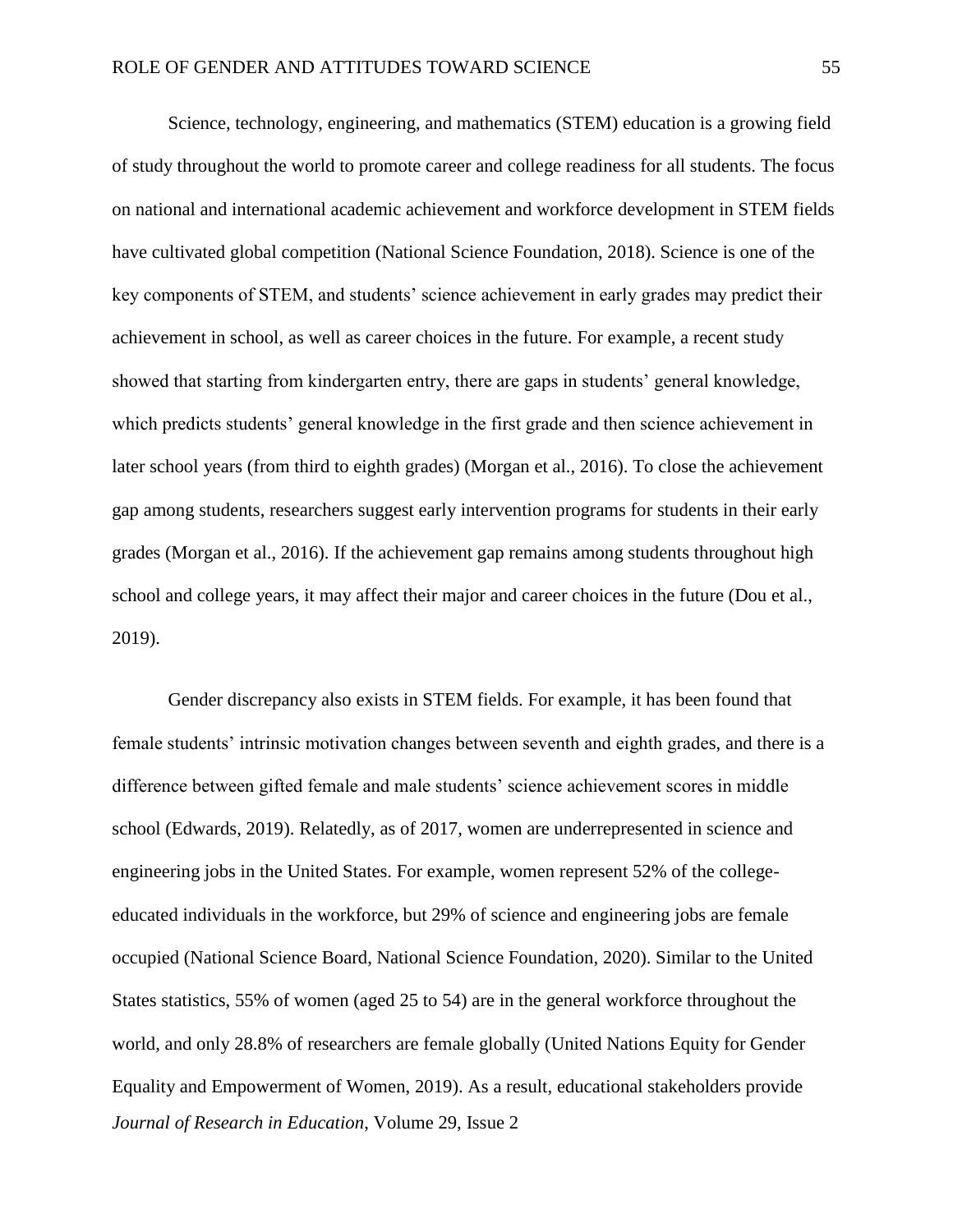Science, technology, engineering, and mathematics (STEM) education is a growing field of study throughout the world to promote career and college readiness for all students. The focus on national and international academic achievement and workforce development in STEM fields have cultivated global competition (National Science Foundation, 2018). Science is one of the key components of STEM, and students' science achievement in early grades may predict their achievement in school, as well as career choices in the future. For example, a recent study showed that starting from kindergarten entry, there are gaps in students' general knowledge, which predicts students' general knowledge in the first grade and then science achievement in later school years (from third to eighth grades) (Morgan et al., 2016). To close the achievement gap among students, researchers suggest early intervention programs for students in their early grades (Morgan et al., 2016). If the achievement gap remains among students throughout high school and college years, it may affect their major and career choices in the future (Dou et al., 2019).

Gender discrepancy also exists in STEM fields. For example, it has been found that female students' intrinsic motivation changes between seventh and eighth grades, and there is a difference between gifted female and male students' science achievement scores in middle school (Edwards, 2019). Relatedly, as of 2017, women are underrepresented in science and engineering jobs in the United States. For example, women represent 52% of the college-educated individuals in the workforce, but 29% of science and engineering jobs are female occupied (National Science Board, National Science Foundation, 2020). Similar to the United States statistics, 55% of women (aged 25 to 54) are in the general workforce throughout the world, and only 28.8% of researchers are female globally (United Nations Equity for Gender Equality and Empowerment of Women, 2019). As a result, educational stakeholders provide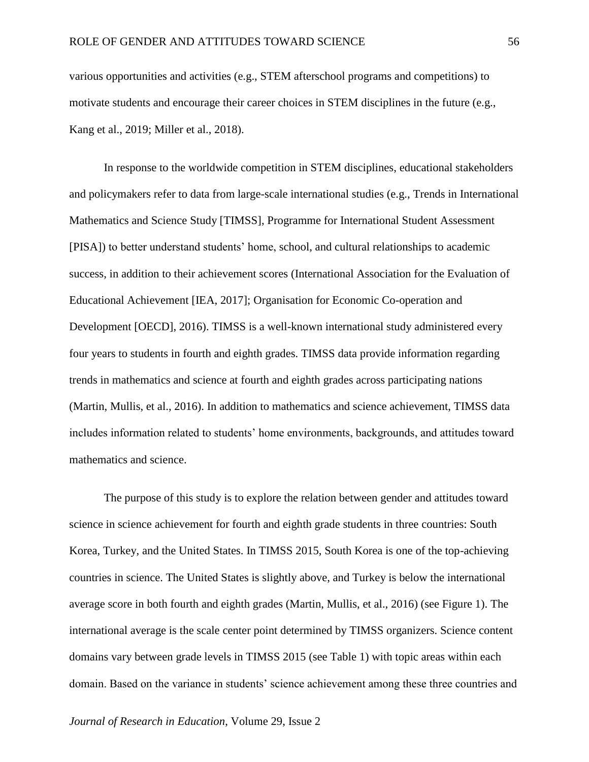various opportunities and activities (e.g., STEM afterschool programs and competitions) to motivate students and encourage their career choices in STEM disciplines in the future (e.g., Kang et al., 2019; Miller et al., 2018).

In response to the worldwide competition in STEM disciplines, educational stakeholders and policymakers refer to data from large-scale international studies (e.g., Trends in International Mathematics and Science Study [TIMSS], Programme for International Student Assessment [PISA]) to better understand students' home, school, and cultural relationships to academic success, in addition to their achievement scores (International Association for the Evaluation of Educational Achievement [IEA, 2017]; Organisation for Economic Co-operation and Development [OECD], 2016). TIMSS is a well-known international study administered every four years to students in fourth and eighth grades. TIMSS data provide information regarding trends in mathematics and science at fourth and eighth grades across participating nations (Martin, Mullis, et al., 2016). In addition to mathematics and science achievement, TIMSS data includes information related to students' home environments, backgrounds, and attitudes toward mathematics and science.

The purpose of this study is to explore the relation between gender and attitudes toward science in science achievement for fourth and eighth grade students in three countries: South Korea, Turkey, and the United States. In TIMSS 2015, South Korea is one of the top-achieving countries in science. The United States is slightly above, and Turkey is below the international average score in both fourth and eighth grades (Martin, Mullis, et al., 2016) (see Figure 1). The international average is the scale center point determined by TIMSS organizers. Science content domains vary between grade levels in TIMSS 2015 (see Table 1) with topic areas within each domain. Based on the variance in students' science achievement among these three countries and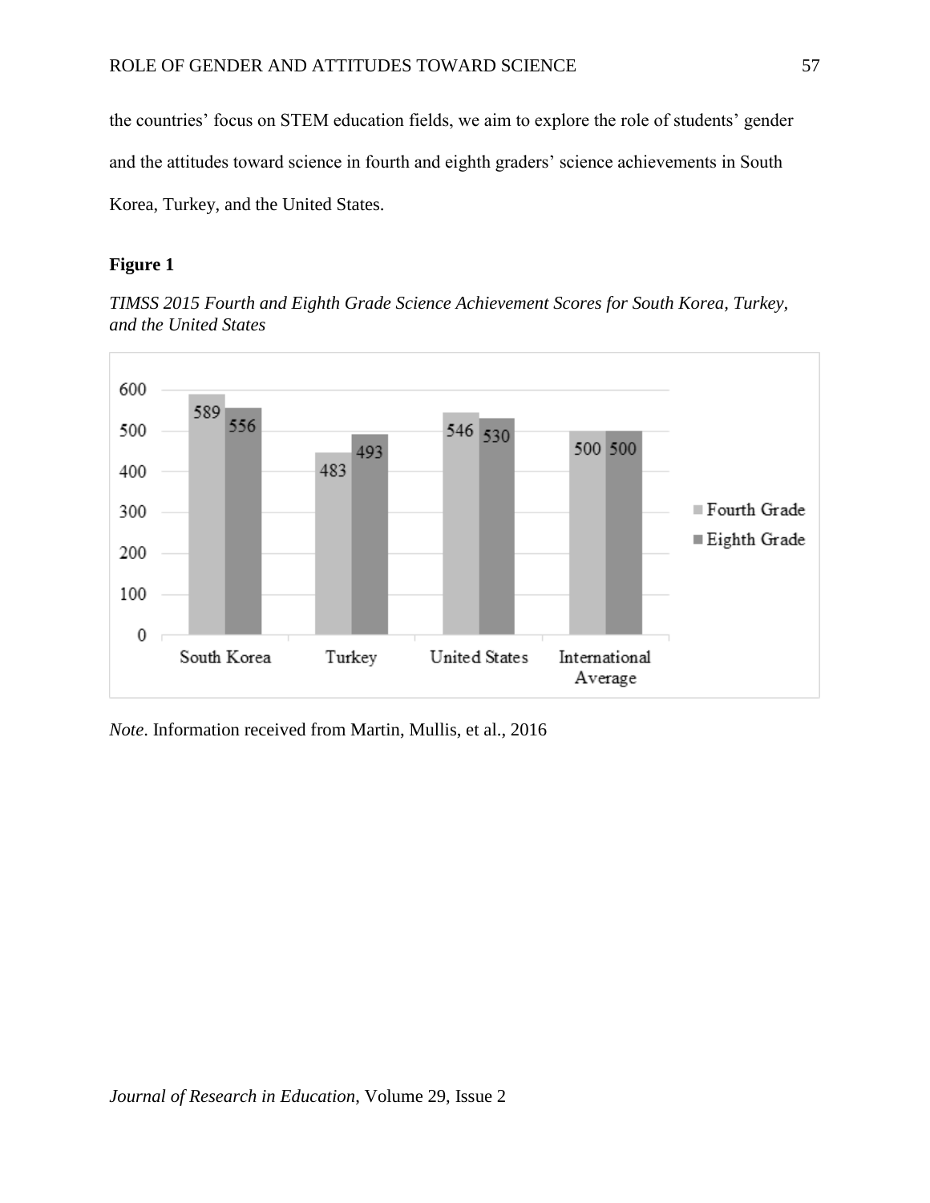the countries' focus on STEM education fields, we aim to explore the role of students' gender and the attitudes toward science in fourth and eighth graders' science achievements in South Korea, Turkey, and the United States.

**Figure 1**

*TIMSS 2015 Fourth and Eighth Grade Science Achievement Scores for South Korea, Turkey, and the United States*

| | Fourth Grade | Eighth Grade |
|---|---|---|
| South Korea | 589 | 556 |
| Turkey | 483 | 493 |
| United States | 546 | 530 |
| International Average | 500 | 500 |

*Note*. Information received from Martin, Mullis, et al., 2016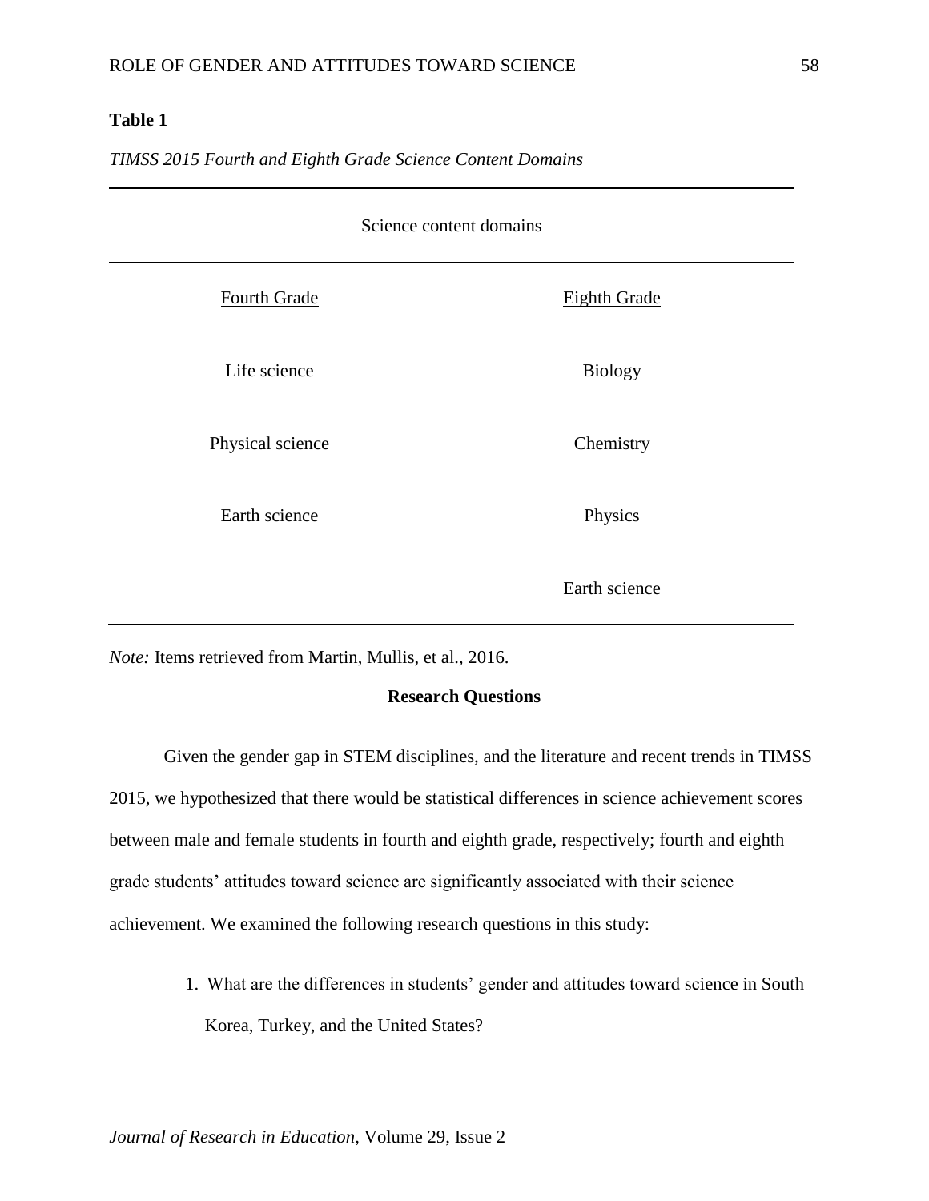**Table 1**

*TIMSS 2015 Fourth and Eighth Grade Science Content Domains*

| Science content domains | |
|---|---|
| Fourth Grade | Eighth Grade |
| Life science | Biology |
| Physical science | Chemistry |
| Earth science | Physics |
| | Earth science |

*Note:* Items retrieved from Martin, Mullis, et al., 2016.

**Research Questions**

Given the gender gap in STEM disciplines, and the literature and recent trends in TIMSS 2015, we hypothesized that there would be statistical differences in science achievement scores between male and female students in fourth and eighth grade, respectively; fourth and eighth grade students' attitudes toward science are significantly associated with their science achievement. We examined the following research questions in this study:

1. What are the differences in students' gender and attitudes toward science in South Korea, Turkey, and the United States?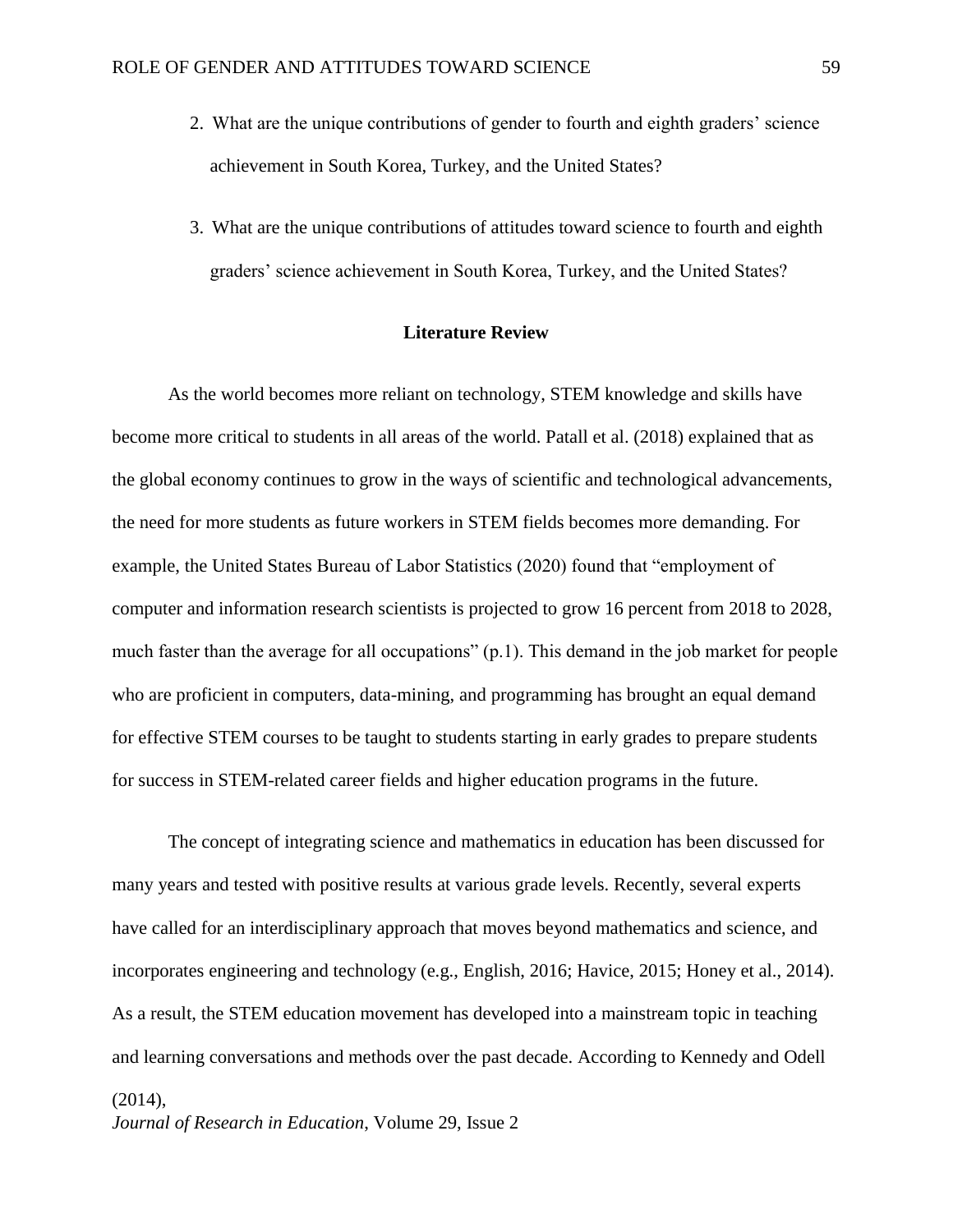2. What are the unique contributions of gender to fourth and eighth graders' science achievement in South Korea, Turkey, and the United States?

3. What are the unique contributions of attitudes toward science to fourth and eighth graders' science achievement in South Korea, Turkey, and the United States?

## Literature Review

As the world becomes more reliant on technology, STEM knowledge and skills have become more critical to students in all areas of the world. Patall et al. (2018) explained that as the global economy continues to grow in the ways of scientific and technological advancements, the need for more students as future workers in STEM fields becomes more demanding. For example, the United States Bureau of Labor Statistics (2020) found that "employment of computer and information research scientists is projected to grow 16 percent from 2018 to 2028, much faster than the average for all occupations" (p.1). This demand in the job market for people who are proficient in computers, data-mining, and programming has brought an equal demand for effective STEM courses to be taught to students starting in early grades to prepare students for success in STEM-related career fields and higher education programs in the future.

The concept of integrating science and mathematics in education has been discussed for many years and tested with positive results at various grade levels. Recently, several experts have called for an interdisciplinary approach that moves beyond mathematics and science, and incorporates engineering and technology (e.g., English, 2016; Havice, 2015; Honey et al., 2014). As a result, the STEM education movement has developed into a mainstream topic in teaching and learning conversations and methods over the past decade. According to Kennedy and Odell (2014),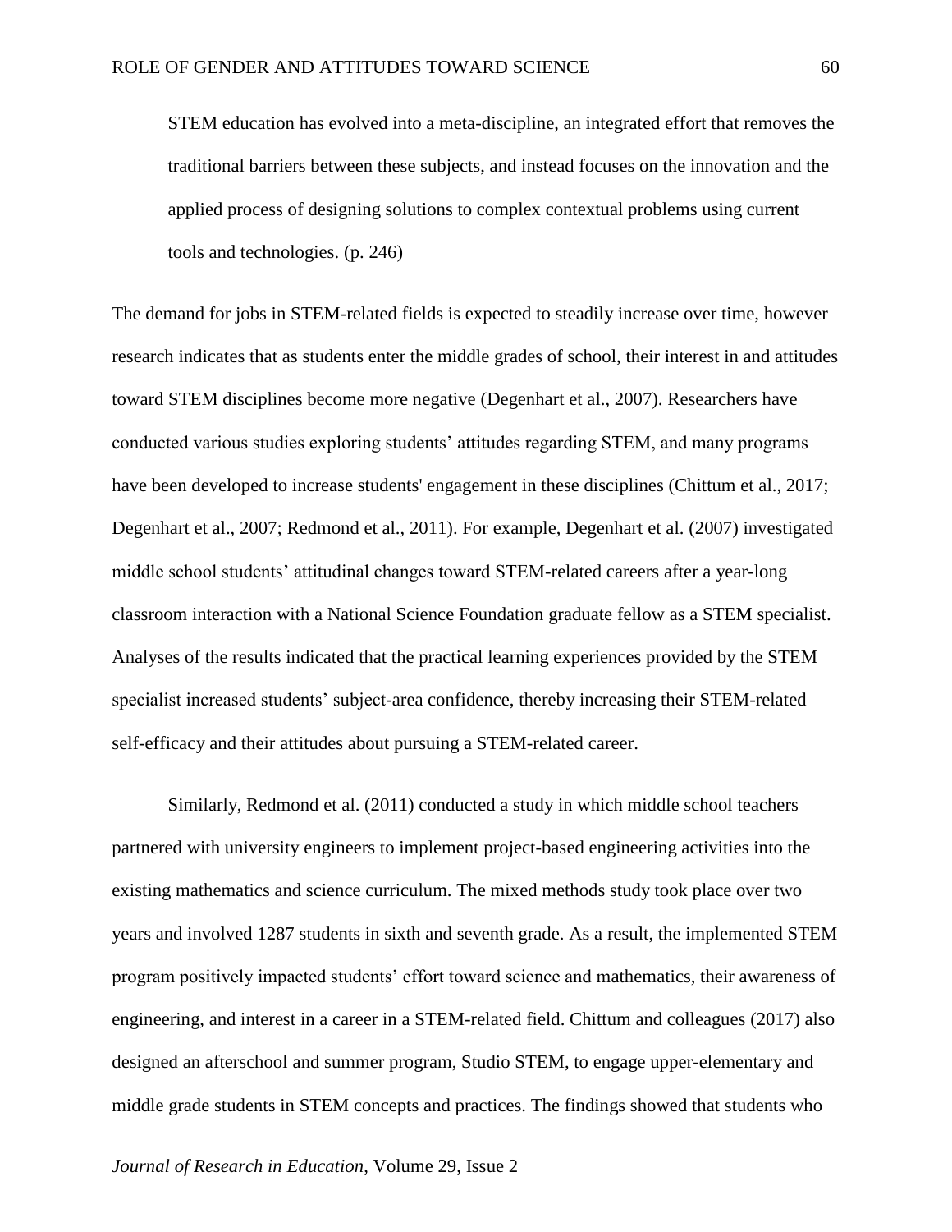> STEM education has evolved into a meta-discipline, an integrated effort that removes the traditional barriers between these subjects, and instead focuses on the innovation and the applied process of designing solutions to complex contextual problems using current tools and technologies. (p. 246)

The demand for jobs in STEM-related fields is expected to steadily increase over time, however research indicates that as students enter the middle grades of school, their interest in and attitudes toward STEM disciplines become more negative (Degenhart et al., 2007). Researchers have conducted various studies exploring students' attitudes regarding STEM, and many programs have been developed to increase students' engagement in these disciplines (Chittum et al., 2017; Degenhart et al., 2007; Redmond et al., 2011). For example, Degenhart et al. (2007) investigated middle school students' attitudinal changes toward STEM-related careers after a year-long classroom interaction with a National Science Foundation graduate fellow as a STEM specialist. Analyses of the results indicated that the practical learning experiences provided by the STEM specialist increased students' subject-area confidence, thereby increasing their STEM-related self-efficacy and their attitudes about pursuing a STEM-related career.

Similarly, Redmond et al. (2011) conducted a study in which middle school teachers partnered with university engineers to implement project-based engineering activities into the existing mathematics and science curriculum. The mixed methods study took place over two years and involved 1287 students in sixth and seventh grade. As a result, the implemented STEM program positively impacted students' effort toward science and mathematics, their awareness of engineering, and interest in a career in a STEM-related field. Chittum and colleagues (2017) also designed an afterschool and summer program, Studio STEM, to engage upper-elementary and middle grade students in STEM concepts and practices. The findings showed that students who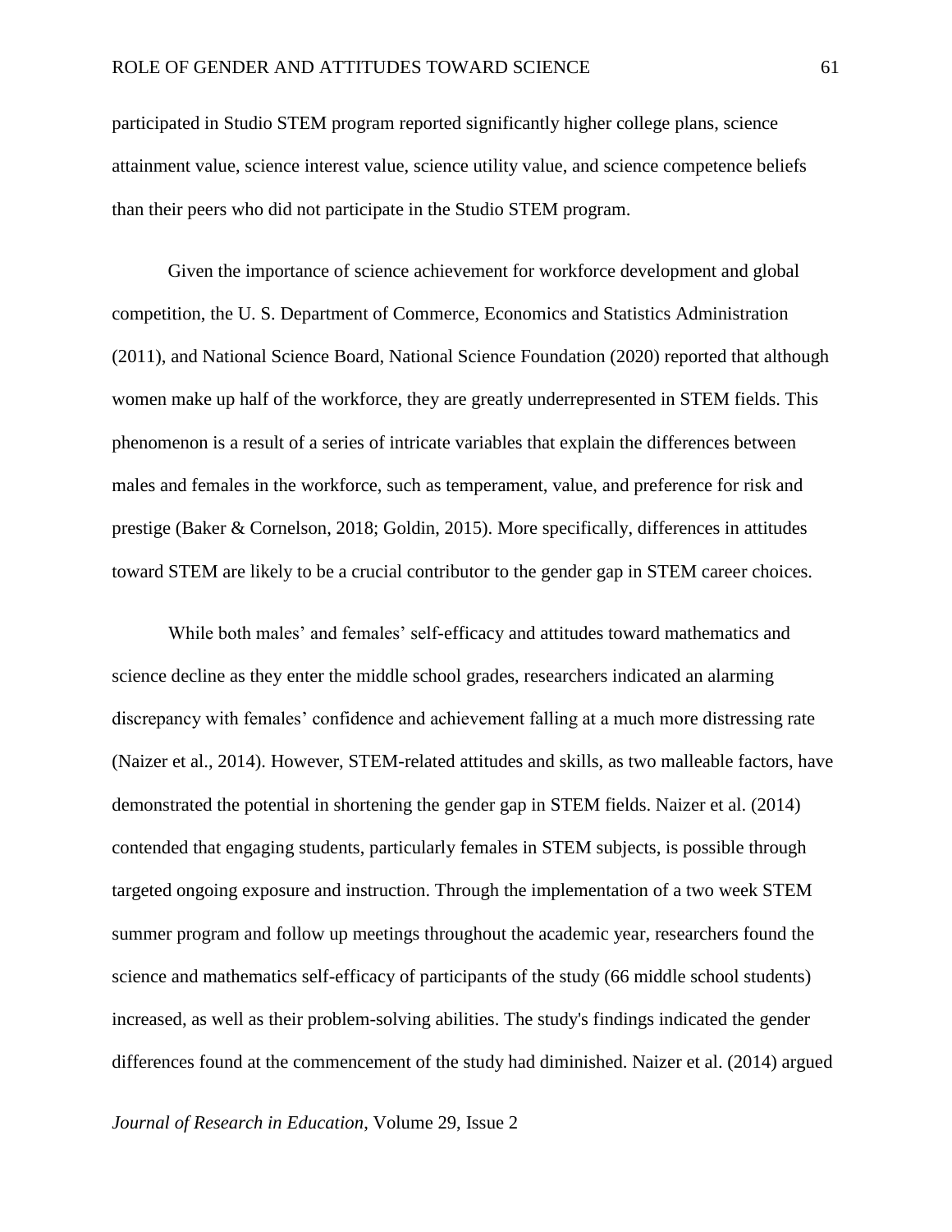participated in Studio STEM program reported significantly higher college plans, science attainment value, science interest value, science utility value, and science competence beliefs than their peers who did not participate in the Studio STEM program.

Given the importance of science achievement for workforce development and global competition, the U. S. Department of Commerce, Economics and Statistics Administration (2011), and National Science Board, National Science Foundation (2020) reported that although women make up half of the workforce, they are greatly underrepresented in STEM fields. This phenomenon is a result of a series of intricate variables that explain the differences between males and females in the workforce, such as temperament, value, and preference for risk and prestige (Baker & Cornelson, 2018; Goldin, 2015). More specifically, differences in attitudes toward STEM are likely to be a crucial contributor to the gender gap in STEM career choices.

While both males' and females' self-efficacy and attitudes toward mathematics and science decline as they enter the middle school grades, researchers indicated an alarming discrepancy with females' confidence and achievement falling at a much more distressing rate (Naizer et al., 2014). However, STEM-related attitudes and skills, as two malleable factors, have demonstrated the potential in shortening the gender gap in STEM fields. Naizer et al. (2014) contended that engaging students, particularly females in STEM subjects, is possible through targeted ongoing exposure and instruction. Through the implementation of a two week STEM summer program and follow up meetings throughout the academic year, researchers found the science and mathematics self-efficacy of participants of the study (66 middle school students) increased, as well as their problem-solving abilities. The study's findings indicated the gender differences found at the commencement of the study had diminished. Naizer et al. (2014) argued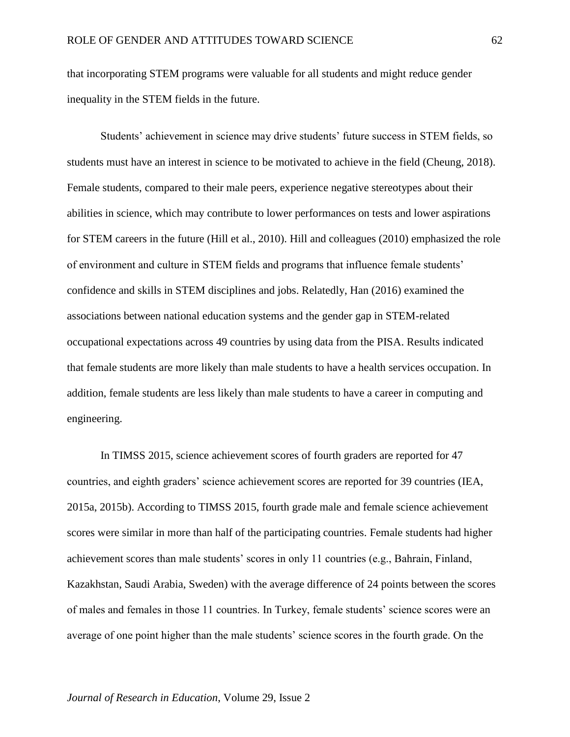that incorporating STEM programs were valuable for all students and might reduce gender inequality in the STEM fields in the future.

Students' achievement in science may drive students' future success in STEM fields, so students must have an interest in science to be motivated to achieve in the field (Cheung, 2018). Female students, compared to their male peers, experience negative stereotypes about their abilities in science, which may contribute to lower performances on tests and lower aspirations for STEM careers in the future (Hill et al., 2010). Hill and colleagues (2010) emphasized the role of environment and culture in STEM fields and programs that influence female students' confidence and skills in STEM disciplines and jobs. Relatedly, Han (2016) examined the associations between national education systems and the gender gap in STEM-related occupational expectations across 49 countries by using data from the PISA. Results indicated that female students are more likely than male students to have a health services occupation. In addition, female students are less likely than male students to have a career in computing and engineering.

In TIMSS 2015, science achievement scores of fourth graders are reported for 47 countries, and eighth graders' science achievement scores are reported for 39 countries (IEA, 2015a, 2015b). According to TIMSS 2015, fourth grade male and female science achievement scores were similar in more than half of the participating countries. Female students had higher achievement scores than male students' scores in only 11 countries (e.g., Bahrain, Finland, Kazakhstan, Saudi Arabia, Sweden) with the average difference of 24 points between the scores of males and females in those 11 countries. In Turkey, female students' science scores were an average of one point higher than the male students' science scores in the fourth grade. On the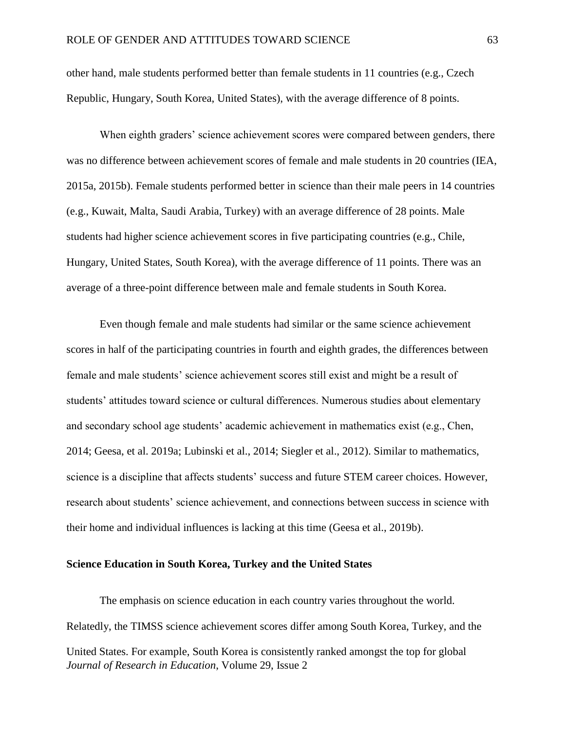other hand, male students performed better than female students in 11 countries (e.g., Czech Republic, Hungary, South Korea, United States), with the average difference of 8 points.

When eighth graders' science achievement scores were compared between genders, there was no difference between achievement scores of female and male students in 20 countries (IEA, 2015a, 2015b). Female students performed better in science than their male peers in 14 countries (e.g., Kuwait, Malta, Saudi Arabia, Turkey) with an average difference of 28 points. Male students had higher science achievement scores in five participating countries (e.g., Chile, Hungary, United States, South Korea), with the average difference of 11 points. There was an average of a three-point difference between male and female students in South Korea.

Even though female and male students had similar or the same science achievement scores in half of the participating countries in fourth and eighth grades, the differences between female and male students' science achievement scores still exist and might be a result of students' attitudes toward science or cultural differences. Numerous studies about elementary and secondary school age students' academic achievement in mathematics exist (e.g., Chen, 2014; Geesa, et al. 2019a; Lubinski et al., 2014; Siegler et al., 2012). Similar to mathematics, science is a discipline that affects students' success and future STEM career choices. However, research about students' science achievement, and connections between success in science with their home and individual influences is lacking at this time (Geesa et al., 2019b).

**Science Education in South Korea, Turkey and the United States**

The emphasis on science education in each country varies throughout the world. Relatedly, the TIMSS science achievement scores differ among South Korea, Turkey, and the United States. For example, South Korea is consistently ranked amongst the top for global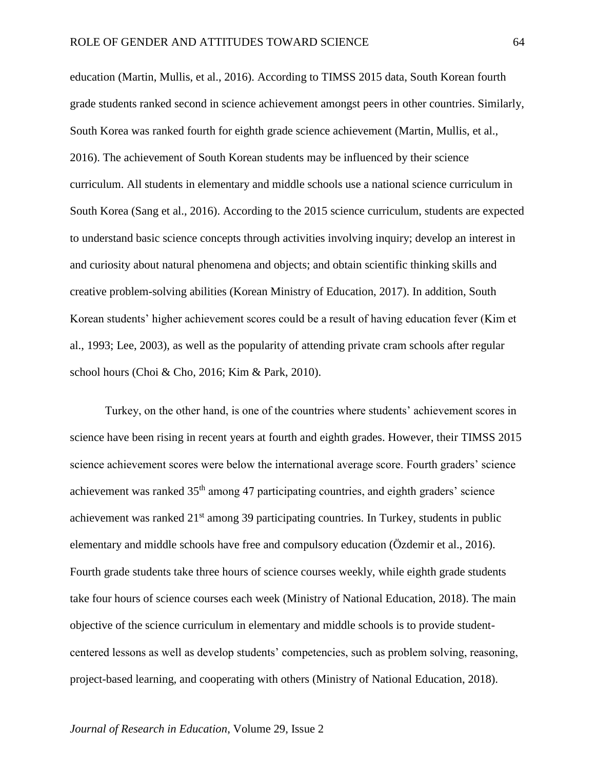education (Martin, Mullis, et al., 2016). According to TIMSS 2015 data, South Korean fourth grade students ranked second in science achievement amongst peers in other countries. Similarly, South Korea was ranked fourth for eighth grade science achievement (Martin, Mullis, et al., 2016). The achievement of South Korean students may be influenced by their science curriculum. All students in elementary and middle schools use a national science curriculum in South Korea (Sang et al., 2016). According to the 2015 science curriculum, students are expected to understand basic science concepts through activities involving inquiry; develop an interest in and curiosity about natural phenomena and objects; and obtain scientific thinking skills and creative problem-solving abilities (Korean Ministry of Education, 2017). In addition, South Korean students' higher achievement scores could be a result of having education fever (Kim et al., 1993; Lee, 2003), as well as the popularity of attending private cram schools after regular school hours (Choi & Cho, 2016; Kim & Park, 2010).

Turkey, on the other hand, is one of the countries where students' achievement scores in science have been rising in recent years at fourth and eighth grades. However, their TIMSS 2015 science achievement scores were below the international average score. Fourth graders' science achievement was ranked 35th among 47 participating countries, and eighth graders' science achievement was ranked 21st among 39 participating countries. In Turkey, students in public elementary and middle schools have free and compulsory education (Özdemir et al., 2016). Fourth grade students take three hours of science courses weekly, while eighth grade students take four hours of science courses each week (Ministry of National Education, 2018). The main objective of the science curriculum in elementary and middle schools is to provide student-centered lessons as well as develop students' competencies, such as problem solving, reasoning, project-based learning, and cooperating with others (Ministry of National Education, 2018).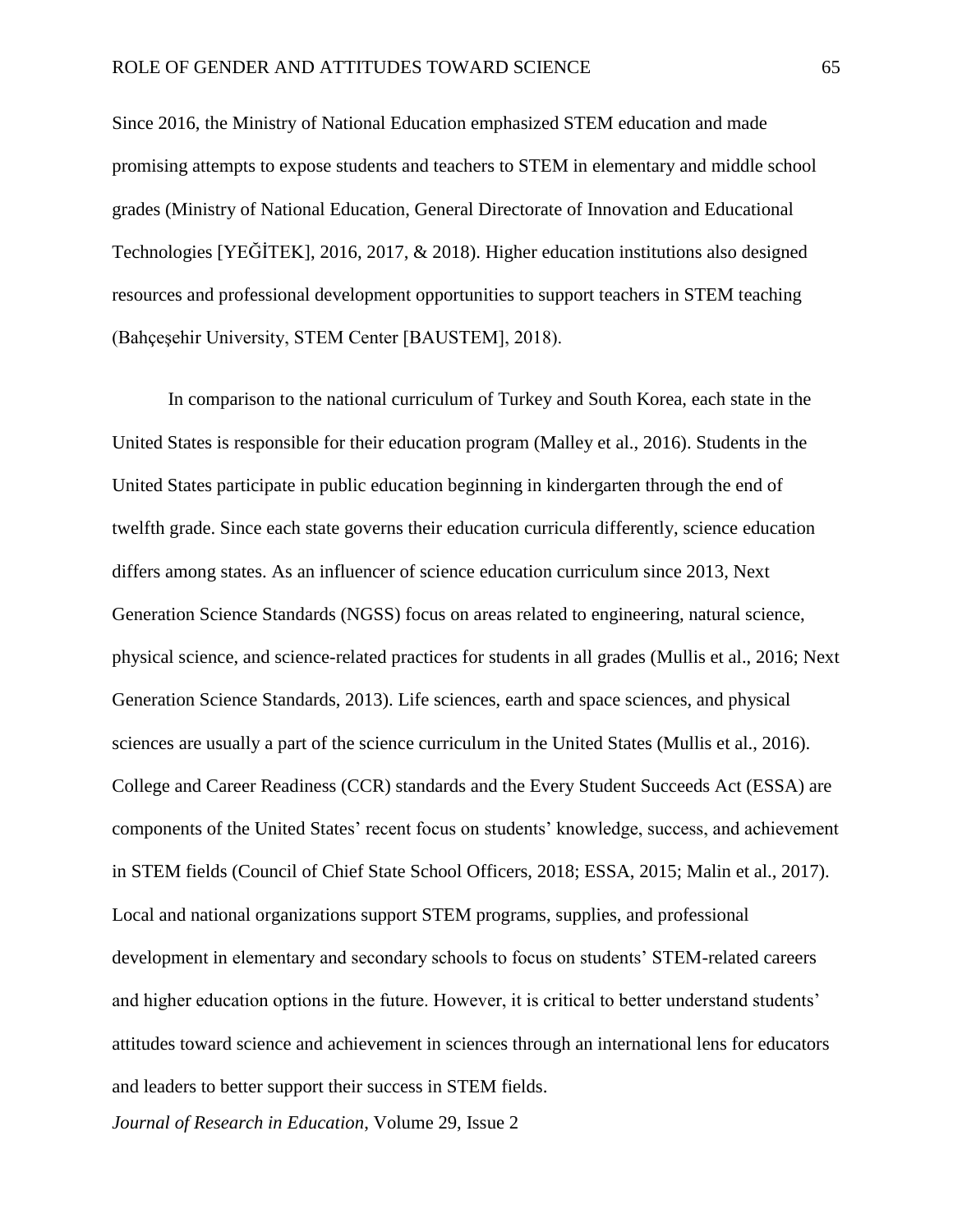Since 2016, the Ministry of National Education emphasized STEM education and made promising attempts to expose students and teachers to STEM in elementary and middle school grades (Ministry of National Education, General Directorate of Innovation and Educational Technologies [YEĞİTEK], 2016, 2017, & 2018). Higher education institutions also designed resources and professional development opportunities to support teachers in STEM teaching (Bahçeşehir University, STEM Center [BAUSTEM], 2018).

In comparison to the national curriculum of Turkey and South Korea, each state in the United States is responsible for their education program (Malley et al., 2016). Students in the United States participate in public education beginning in kindergarten through the end of twelfth grade. Since each state governs their education curricula differently, science education differs among states. As an influencer of science education curriculum since 2013, Next Generation Science Standards (NGSS) focus on areas related to engineering, natural science, physical science, and science-related practices for students in all grades (Mullis et al., 2016; Next Generation Science Standards, 2013). Life sciences, earth and space sciences, and physical sciences are usually a part of the science curriculum in the United States (Mullis et al., 2016). College and Career Readiness (CCR) standards and the Every Student Succeeds Act (ESSA) are components of the United States' recent focus on students' knowledge, success, and achievement in STEM fields (Council of Chief State School Officers, 2018; ESSA, 2015; Malin et al., 2017). Local and national organizations support STEM programs, supplies, and professional development in elementary and secondary schools to focus on students' STEM-related careers and higher education options in the future. However, it is critical to better understand students' attitudes toward science and achievement in sciences through an international lens for educators and leaders to better support their success in STEM fields.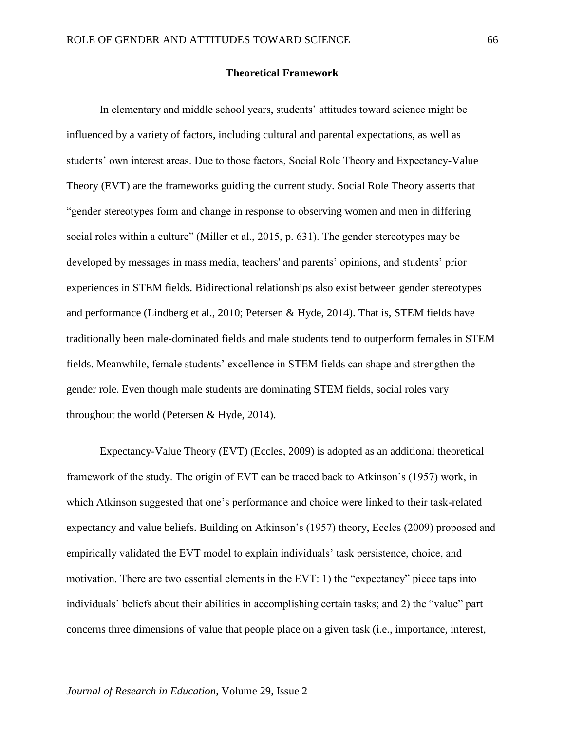## Theoretical Framework

In elementary and middle school years, students' attitudes toward science might be influenced by a variety of factors, including cultural and parental expectations, as well as students' own interest areas. Due to those factors, Social Role Theory and Expectancy-Value Theory (EVT) are the frameworks guiding the current study. Social Role Theory asserts that "gender stereotypes form and change in response to observing women and men in differing social roles within a culture" (Miller et al., 2015, p. 631). The gender stereotypes may be developed by messages in mass media, teachers' and parents' opinions, and students' prior experiences in STEM fields. Bidirectional relationships also exist between gender stereotypes and performance (Lindberg et al., 2010; Petersen & Hyde, 2014). That is, STEM fields have traditionally been male-dominated fields and male students tend to outperform females in STEM fields. Meanwhile, female students' excellence in STEM fields can shape and strengthen the gender role. Even though male students are dominating STEM fields, social roles vary throughout the world (Petersen & Hyde, 2014).

Expectancy-Value Theory (EVT) (Eccles, 2009) is adopted as an additional theoretical framework of the study. The origin of EVT can be traced back to Atkinson's (1957) work, in which Atkinson suggested that one's performance and choice were linked to their task-related expectancy and value beliefs. Building on Atkinson's (1957) theory, Eccles (2009) proposed and empirically validated the EVT model to explain individuals' task persistence, choice, and motivation. There are two essential elements in the EVT: 1) the "expectancy" piece taps into individuals' beliefs about their abilities in accomplishing certain tasks; and 2) the "value" part concerns three dimensions of value that people place on a given task (i.e., importance, interest,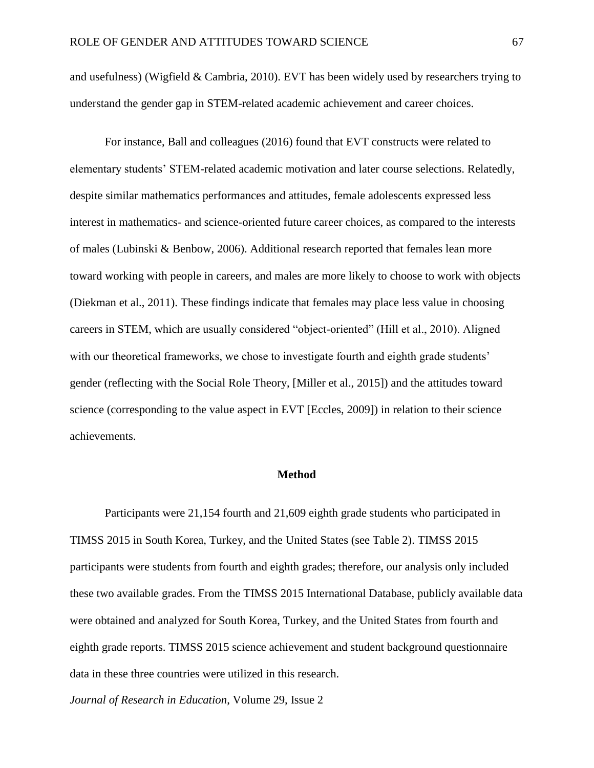and usefulness) (Wigfield & Cambria, 2010). EVT has been widely used by researchers trying to understand the gender gap in STEM-related academic achievement and career choices.

For instance, Ball and colleagues (2016) found that EVT constructs were related to elementary students' STEM-related academic motivation and later course selections. Relatedly, despite similar mathematics performances and attitudes, female adolescents expressed less interest in mathematics- and science-oriented future career choices, as compared to the interests of males (Lubinski & Benbow, 2006). Additional research reported that females lean more toward working with people in careers, and males are more likely to choose to work with objects (Diekman et al., 2011). These findings indicate that females may place less value in choosing careers in STEM, which are usually considered "object-oriented" (Hill et al., 2010). Aligned with our theoretical frameworks, we chose to investigate fourth and eighth grade students' gender (reflecting with the Social Role Theory, [Miller et al., 2015]) and the attitudes toward science (corresponding to the value aspect in EVT [Eccles, 2009]) in relation to their science achievements.

## Method

Participants were 21,154 fourth and 21,609 eighth grade students who participated in TIMSS 2015 in South Korea, Turkey, and the United States (see Table 2). TIMSS 2015 participants were students from fourth and eighth grades; therefore, our analysis only included these two available grades. From the TIMSS 2015 International Database, publicly available data were obtained and analyzed for South Korea, Turkey, and the United States from fourth and eighth grade reports. TIMSS 2015 science achievement and student background questionnaire data in these three countries were utilized in this research.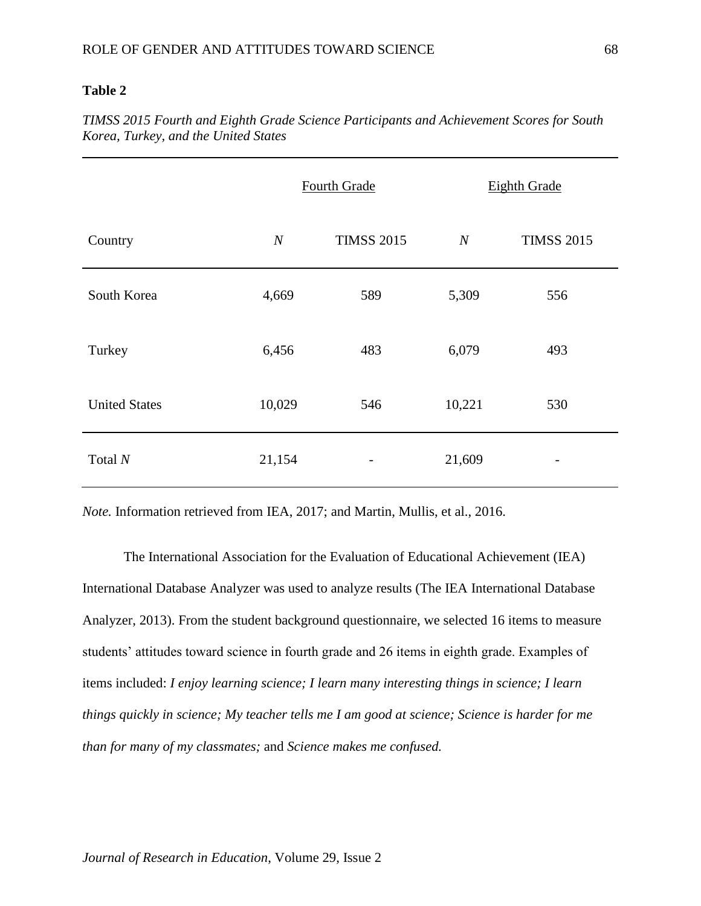**Table 2**

*TIMSS 2015 Fourth and Eighth Grade Science Participants and Achievement Scores for South Korea, Turkey, and the United States*

| | Fourth Grade | | Eighth Grade | |
|---|---|---|---|---|
| Country | *N* | TIMSS 2015 | *N* | TIMSS 2015 |
| South Korea | 4,669 | 589 | 5,309 | 556 |
| Turkey | 6,456 | 483 | 6,079 | 493 |
| United States | 10,029 | 546 | 10,221 | 530 |
| Total *N* | 21,154 | - | 21,609 | - |

*Note.* Information retrieved from IEA, 2017; and Martin, Mullis, et al., 2016.

The International Association for the Evaluation of Educational Achievement (IEA) International Database Analyzer was used to analyze results (The IEA International Database Analyzer, 2013). From the student background questionnaire, we selected 16 items to measure students' attitudes toward science in fourth grade and 26 items in eighth grade. Examples of items included: *I enjoy learning science; I learn many interesting things in science; I learn things quickly in science; My teacher tells me I am good at science; Science is harder for me than for many of my classmates;* and *Science makes me confused.*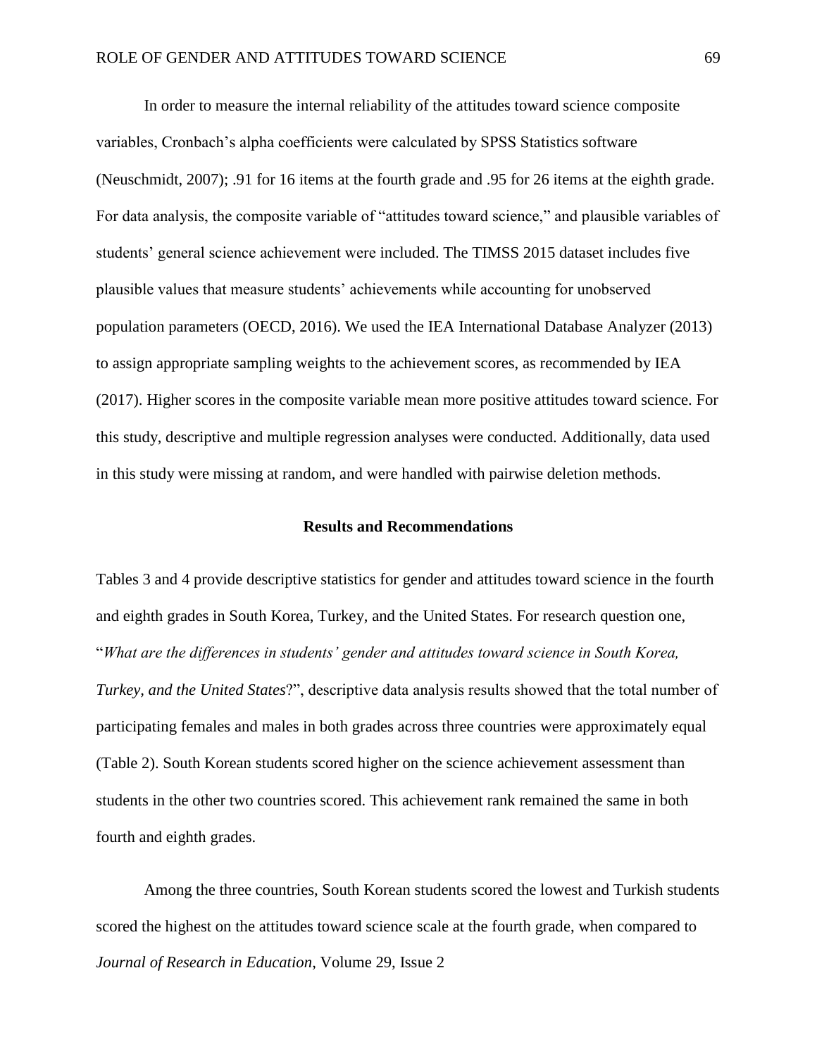In order to measure the internal reliability of the attitudes toward science composite variables, Cronbach's alpha coefficients were calculated by SPSS Statistics software (Neuschmidt, 2007); .91 for 16 items at the fourth grade and .95 for 26 items at the eighth grade. For data analysis, the composite variable of "attitudes toward science," and plausible variables of students' general science achievement were included. The TIMSS 2015 dataset includes five plausible values that measure students' achievements while accounting for unobserved population parameters (OECD, 2016). We used the IEA International Database Analyzer (2013) to assign appropriate sampling weights to the achievement scores, as recommended by IEA (2017). Higher scores in the composite variable mean more positive attitudes toward science. For this study, descriptive and multiple regression analyses were conducted. Additionally, data used in this study were missing at random, and were handled with pairwise deletion methods.

## Results and Recommendations

Tables 3 and 4 provide descriptive statistics for gender and attitudes toward science in the fourth and eighth grades in South Korea, Turkey, and the United States. For research question one, "*What are the differences in students' gender and attitudes toward science in South Korea, Turkey, and the United States*?", descriptive data analysis results showed that the total number of participating females and males in both grades across three countries were approximately equal (Table 2). South Korean students scored higher on the science achievement assessment than students in the other two countries scored. This achievement rank remained the same in both fourth and eighth grades.

Among the three countries, South Korean students scored the lowest and Turkish students scored the highest on the attitudes toward science scale at the fourth grade, when compared to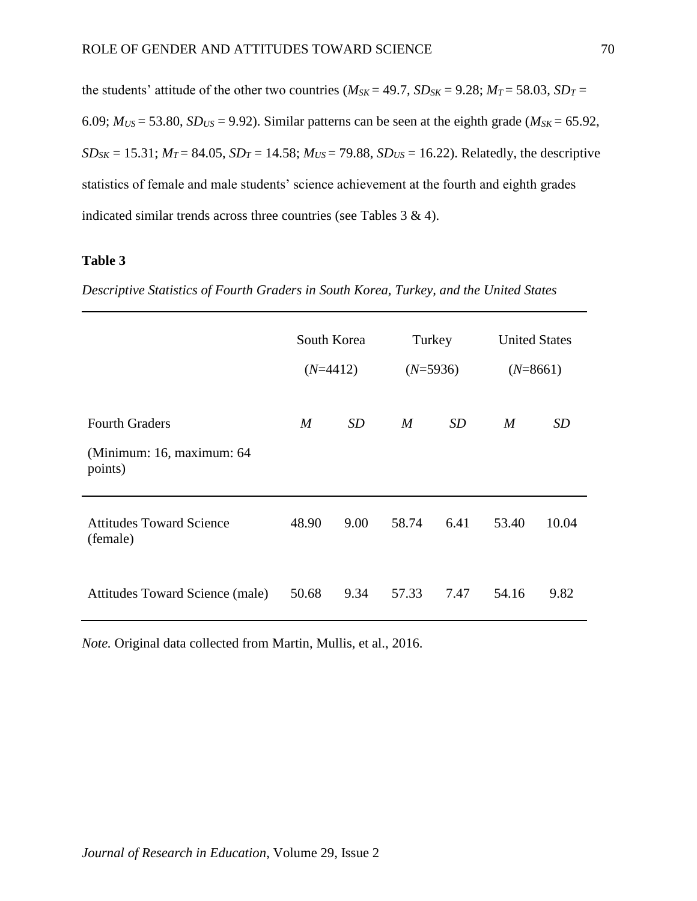the students' attitude of the other two countries ($M_{SK}$ = 49.7, $SD_{SK}$ = 9.28; $M_T$ = 58.03, $SD_T$ = 6.09; $M_{US}$ = 53.80, $SD_{US}$ = 9.92). Similar patterns can be seen at the eighth grade ($M_{SK}$ = 65.92, $SD_{SK}$ = 15.31; $M_T$ = 84.05, $SD_T$ = 14.58; $M_{US}$ = 79.88, $SD_{US}$ = 16.22). Relatedly, the descriptive statistics of female and male students' science achievement at the fourth and eighth grades indicated similar trends across three countries (see Tables 3 & 4).

**Table 3**

*Descriptive Statistics of Fourth Graders in South Korea, Turkey, and the United States*

| | South Korea (*N*=4412) | | Turkey (*N*=5936) | | United States (*N*=8661) | |
|---|---|---|---|---|---|---|
| Fourth Graders (Minimum: 16, maximum: 64 points) | *M* | *SD* | *M* | *SD* | *M* | *SD* |
| Attitudes Toward Science (female) | 48.90 | 9.00 | 58.74 | 6.41 | 53.40 | 10.04 |
| Attitudes Toward Science (male) | 50.68 | 9.34 | 57.33 | 7.47 | 54.16 | 9.82 |

*Note.* Original data collected from Martin, Mullis, et al., 2016.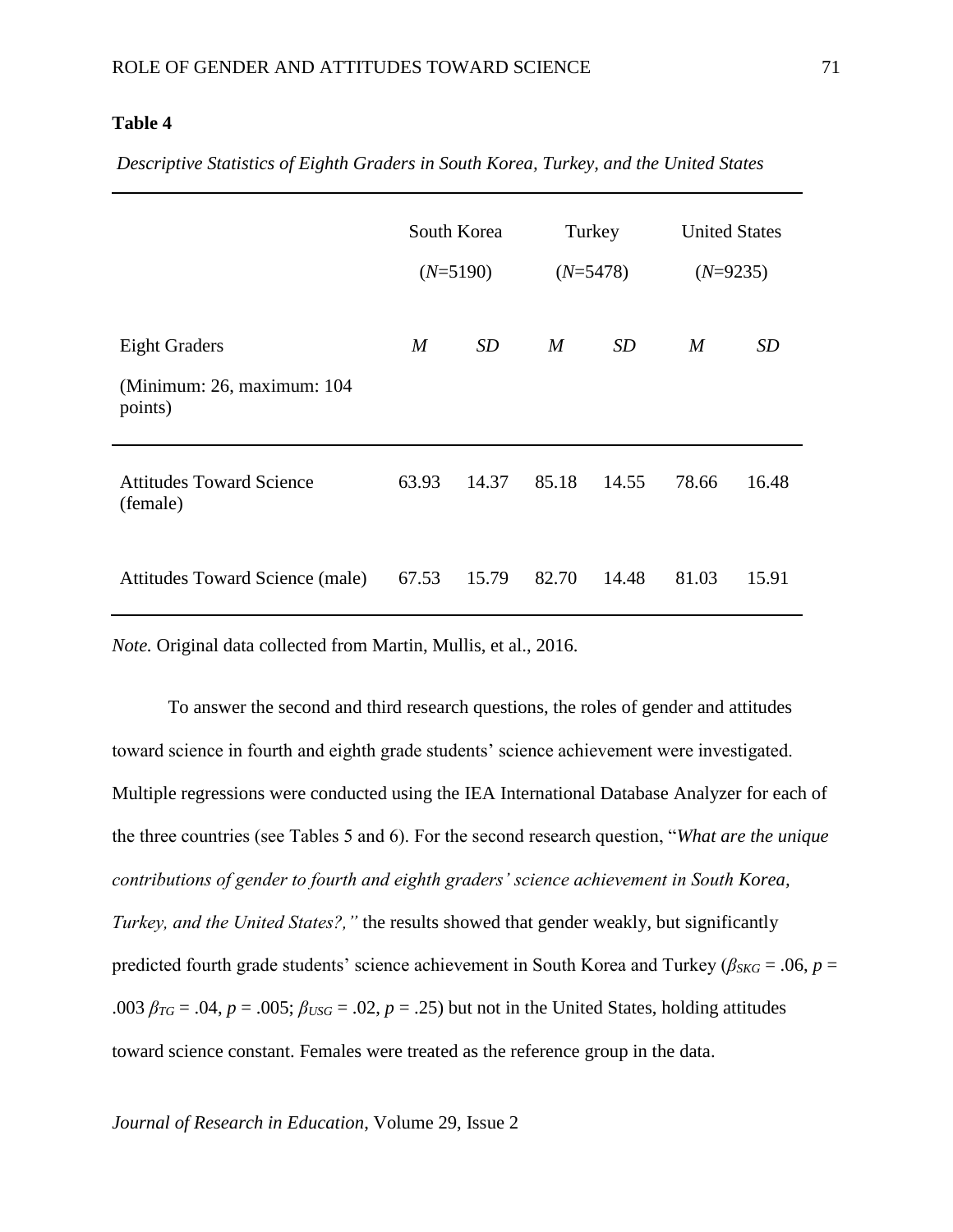**Table 4**

*Descriptive Statistics of Eighth Graders in South Korea, Turkey, and the United States*

| | South Korea (*N*=5190) | | Turkey (*N*=5478) | | United States (*N*=9235) | |
|---|---|---|---|---|---|---|
| Eight Graders (Minimum: 26, maximum: 104 points) | *M* | *SD* | *M* | *SD* | *M* | *SD* |
| Attitudes Toward Science (female) | 63.93 | 14.37 | 85.18 | 14.55 | 78.66 | 16.48 |
| Attitudes Toward Science (male) | 67.53 | 15.79 | 82.70 | 14.48 | 81.03 | 15.91 |

*Note.* Original data collected from Martin, Mullis, et al., 2016.

To answer the second and third research questions, the roles of gender and attitudes toward science in fourth and eighth grade students' science achievement were investigated. Multiple regressions were conducted using the IEA International Database Analyzer for each of the three countries (see Tables 5 and 6). For the second research question, "*What are the unique contributions of gender to fourth and eighth graders' science achievement in South Korea, Turkey, and the United States?,"* the results showed that gender weakly, but significantly predicted fourth grade students' science achievement in South Korea and Turkey ($\beta_{SKG}$ = .06, $p$ = .003 $\beta_{TG}$ = .04, $p$ = .005; $\beta_{USG}$ = .02, $p$ = .25) but not in the United States, holding attitudes toward science constant. Females were treated as the reference group in the data.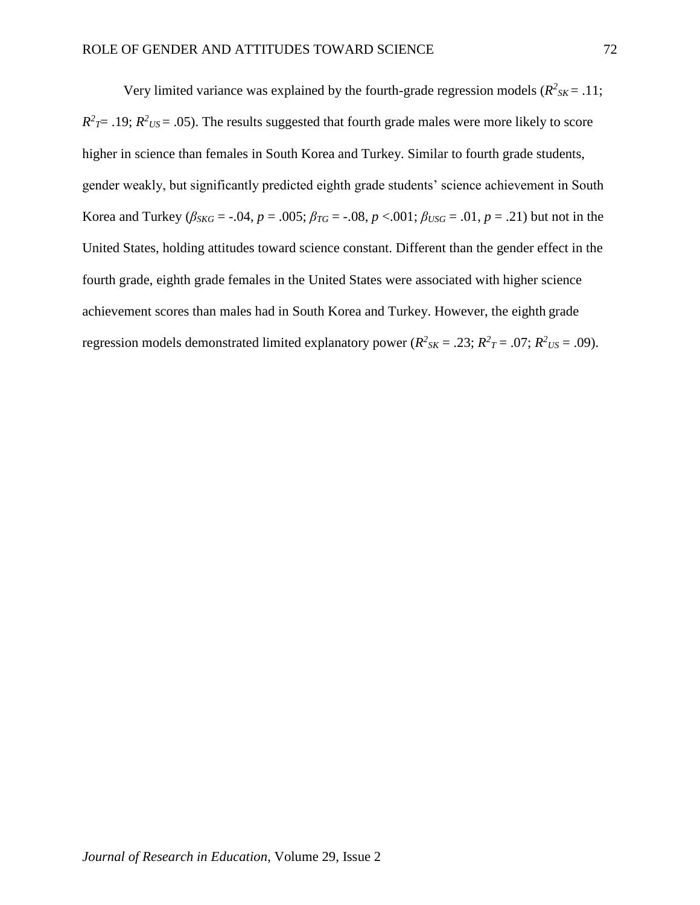Very limited variance was explained by the fourth-grade regression models ($R^2_{SK} = .11$; $R^2_T = .19$; $R^2_{US} = .05$). The results suggested that fourth grade males were more likely to score higher in science than females in South Korea and Turkey. Similar to fourth grade students, gender weakly, but significantly predicted eighth grade students' science achievement in South Korea and Turkey ($\beta_{SKG} = -.04$, $p = .005$; $\beta_{TG} = -.08$, $p < .001$; $\beta_{USG} = .01$, $p = .21$) but not in the United States, holding attitudes toward science constant. Different than the gender effect in the fourth grade, eighth grade females in the United States were associated with higher science achievement scores than males had in South Korea and Turkey. However, the eighth grade regression models demonstrated limited explanatory power ($R^2_{SK} = .23$; $R^2_T = .07$; $R^2_{US} = .09$).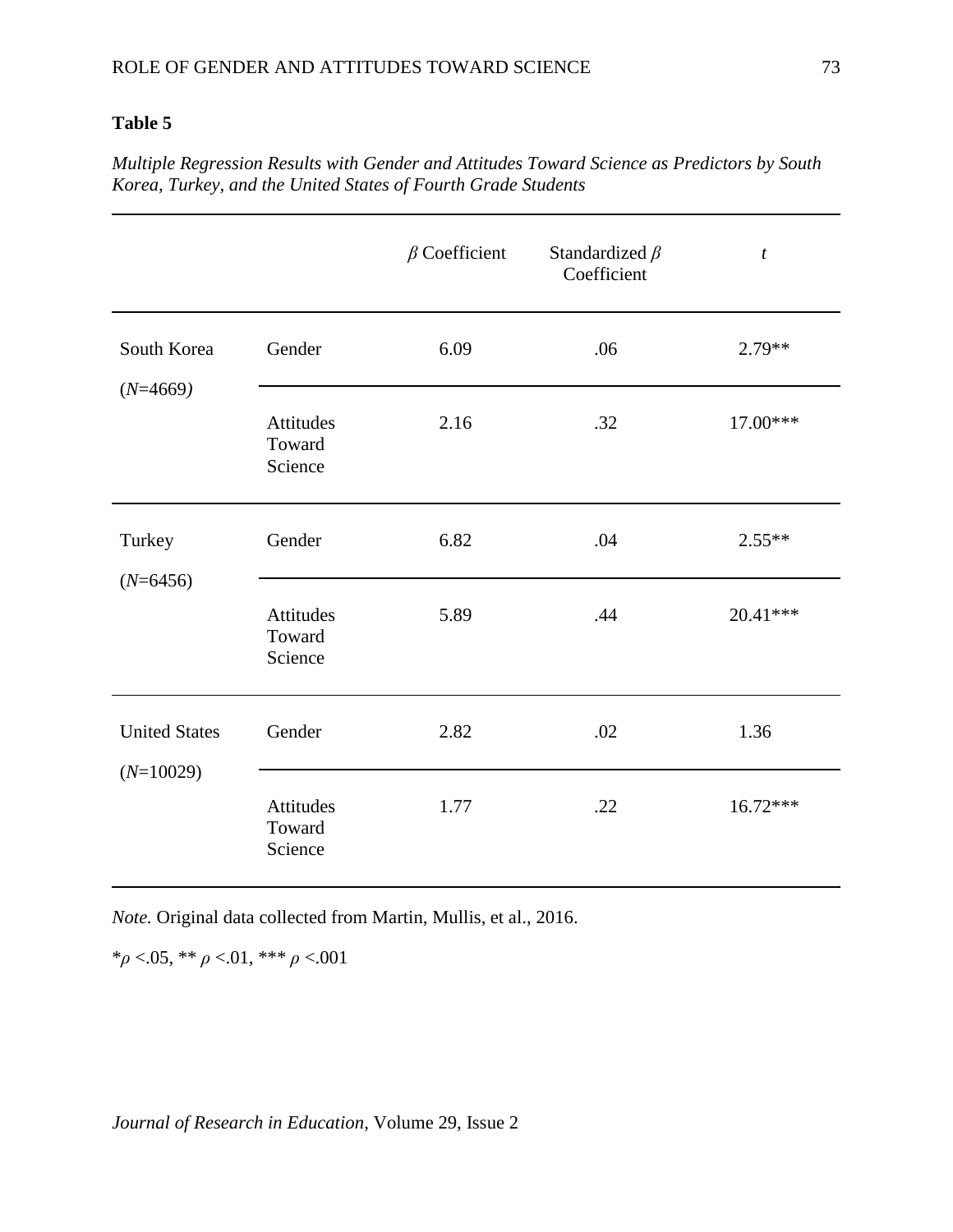**Table 5**

*Multiple Regression Results with Gender and Attitudes Toward Science as Predictors by South Korea, Turkey, and the United States of Fourth Grade Students*

| | | $\beta$ Coefficient | Standardized $\beta$ Coefficient | *t* |
|---|---|---|---|---|
| South Korea (*N*=4669) | Gender | 6.09 | .06 | 2.79** |
| | Attitudes Toward Science | 2.16 | .32 | 17.00*** |
| Turkey (*N*=6456) | Gender | 6.82 | .04 | 2.55** |
| | Attitudes Toward Science | 5.89 | .44 | 20.41*** |
| United States (*N*=10029) | Gender | 2.82 | .02 | 1.36 |
| | Attitudes Toward Science | 1.77 | .22 | 16.72*** |

*Note.* Original data collected from Martin, Mullis, et al., 2016.

*$\rho$ <.05, ** $\rho$ <.01, *** $\rho$ <.001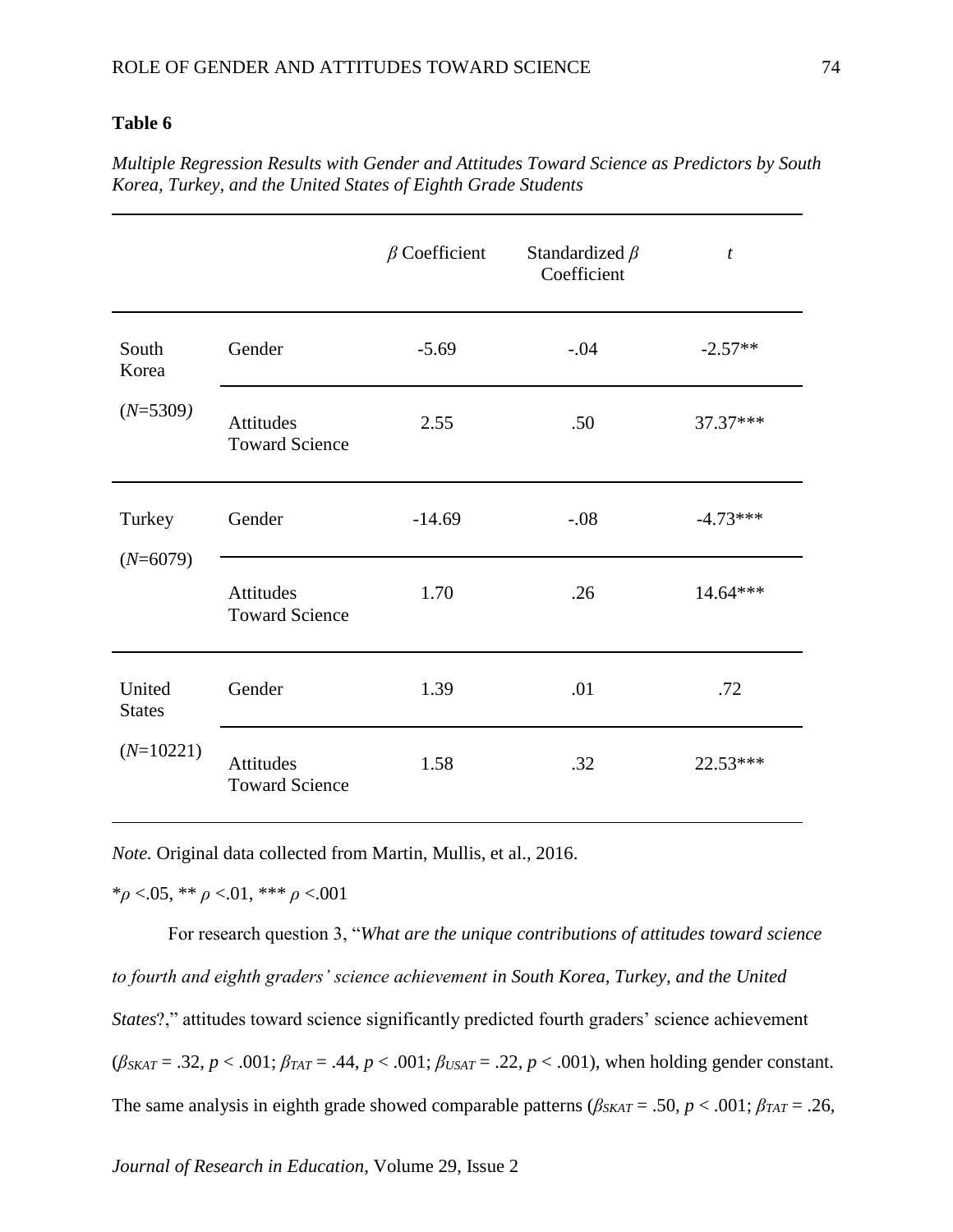**Table 6**

*Multiple Regression Results with Gender and Attitudes Toward Science as Predictors by South Korea, Turkey, and the United States of Eighth Grade Students*

| | | $\beta$ Coefficient | Standardized $\beta$ Coefficient | $t$ |
|---|---|---|---|---|
| South Korea ($N$=5309) | Gender | -5.69 | -.04 | -2.57** |
| | Attitudes Toward Science | 2.55 | .50 | 37.37*** |
| Turkey ($N$=6079) | Gender | -14.69 | -.08 | -4.73*** |
| | Attitudes Toward Science | 1.70 | .26 | 14.64*** |
| United States ($N$=10221) | Gender | 1.39 | .01 | .72 |
| | Attitudes Toward Science | 1.58 | .32 | 22.53*** |

*Note.* Original data collected from Martin, Mullis, et al., 2016.

*$\rho$ <.05, ** $\rho$ <.01, *** $\rho$ <.001

For research question 3, "*What are the unique contributions of attitudes toward science to fourth and eighth graders' science achievement in South Korea, Turkey, and the United States*?," attitudes toward science significantly predicted fourth graders' science achievement ($\beta_{SKAT}$ = .32, $p$ < .001; $\beta_{TAT}$ = .44, $p$ < .001; $\beta_{USAT}$ = .22, $p$ < .001), when holding gender constant. The same analysis in eighth grade showed comparable patterns ($\beta_{SKAT}$ = .50, $p$ < .001; $\beta_{TAT}$ = .26,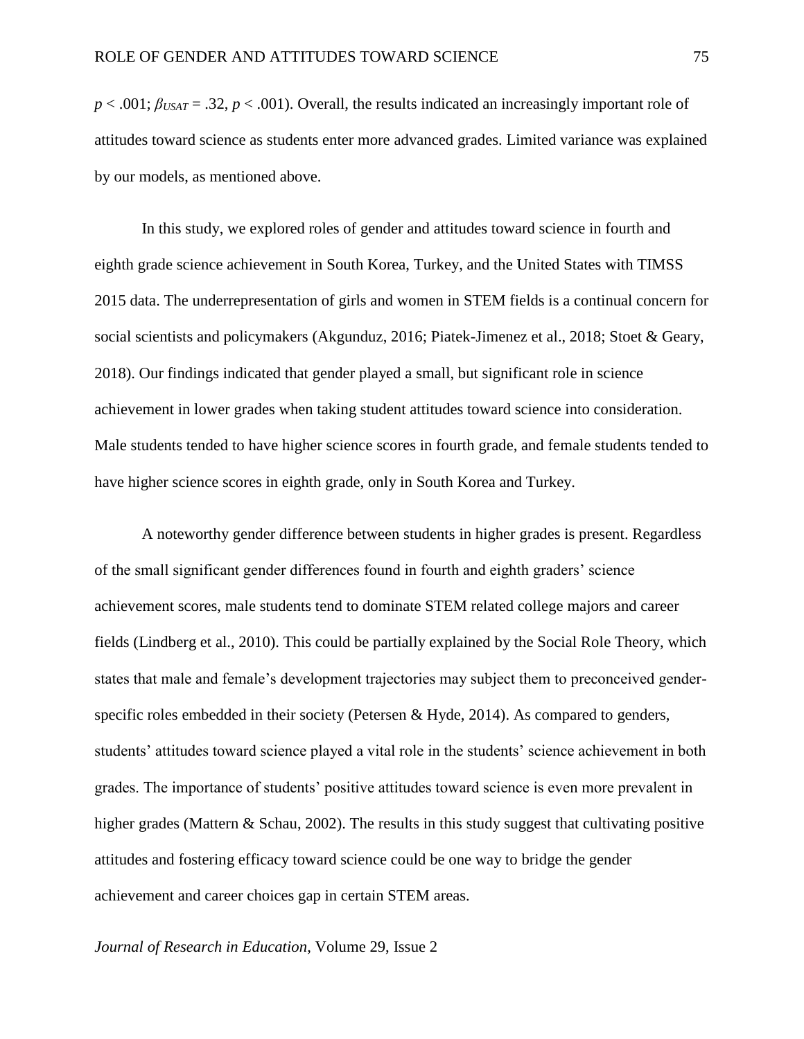$p < .001$; $\beta_{USAT} = .32$, $p < .001$). Overall, the results indicated an increasingly important role of attitudes toward science as students enter more advanced grades. Limited variance was explained by our models, as mentioned above.

In this study, we explored roles of gender and attitudes toward science in fourth and eighth grade science achievement in South Korea, Turkey, and the United States with TIMSS 2015 data. The underrepresentation of girls and women in STEM fields is a continual concern for social scientists and policymakers (Akgunduz, 2016; Piatek-Jimenez et al., 2018; Stoet & Geary, 2018). Our findings indicated that gender played a small, but significant role in science achievement in lower grades when taking student attitudes toward science into consideration. Male students tended to have higher science scores in fourth grade, and female students tended to have higher science scores in eighth grade, only in South Korea and Turkey.

A noteworthy gender difference between students in higher grades is present. Regardless of the small significant gender differences found in fourth and eighth graders' science achievement scores, male students tend to dominate STEM related college majors and career fields (Lindberg et al., 2010). This could be partially explained by the Social Role Theory, which states that male and female's development trajectories may subject them to preconceived gender-specific roles embedded in their society (Petersen & Hyde, 2014). As compared to genders, students' attitudes toward science played a vital role in the students' science achievement in both grades. The importance of students' positive attitudes toward science is even more prevalent in higher grades (Mattern & Schau, 2002). The results in this study suggest that cultivating positive attitudes and fostering efficacy toward science could be one way to bridge the gender achievement and career choices gap in certain STEM areas.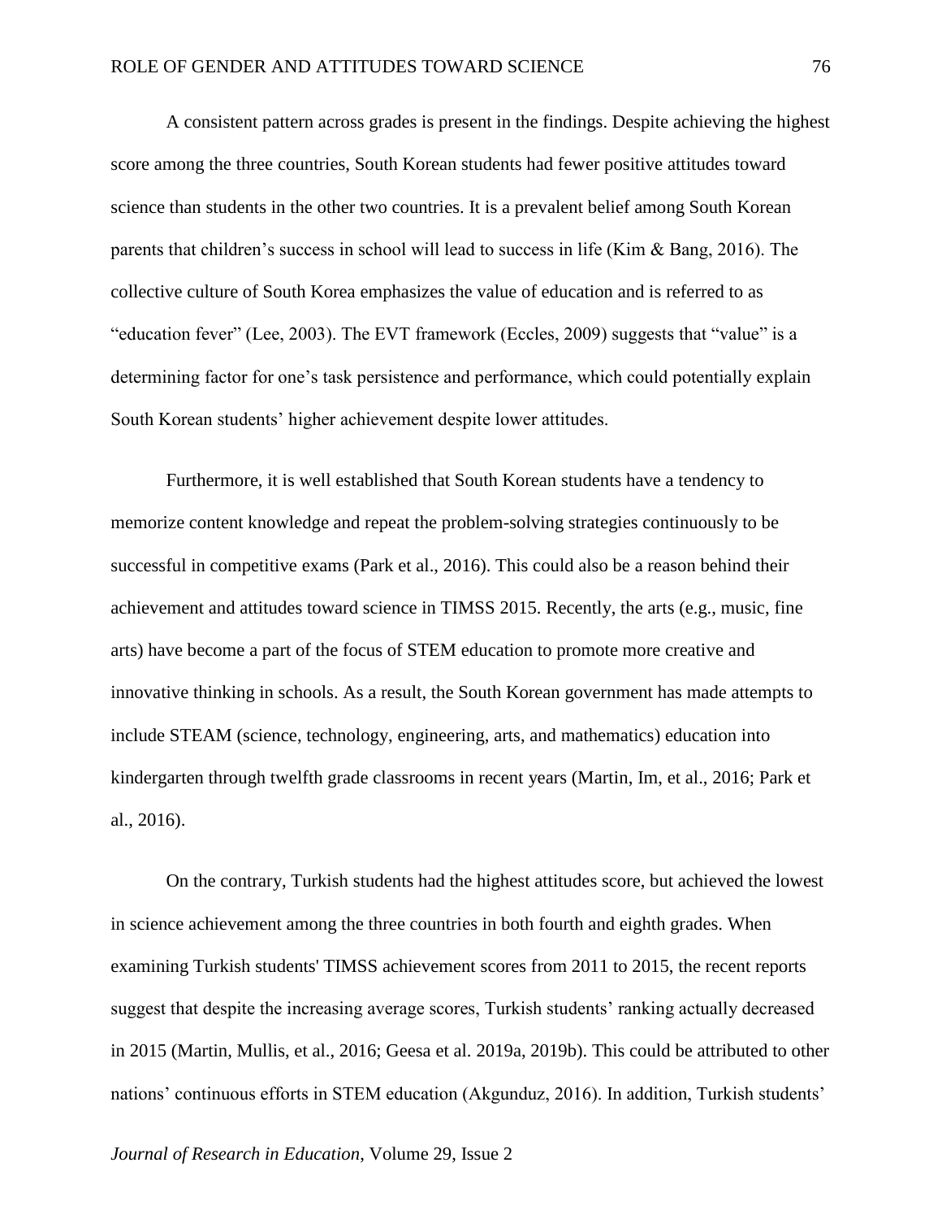A consistent pattern across grades is present in the findings. Despite achieving the highest score among the three countries, South Korean students had fewer positive attitudes toward science than students in the other two countries. It is a prevalent belief among South Korean parents that children's success in school will lead to success in life (Kim & Bang, 2016). The collective culture of South Korea emphasizes the value of education and is referred to as "education fever" (Lee, 2003). The EVT framework (Eccles, 2009) suggests that "value" is a determining factor for one's task persistence and performance, which could potentially explain South Korean students' higher achievement despite lower attitudes.

Furthermore, it is well established that South Korean students have a tendency to memorize content knowledge and repeat the problem-solving strategies continuously to be successful in competitive exams (Park et al., 2016). This could also be a reason behind their achievement and attitudes toward science in TIMSS 2015. Recently, the arts (e.g., music, fine arts) have become a part of the focus of STEM education to promote more creative and innovative thinking in schools. As a result, the South Korean government has made attempts to include STEAM (science, technology, engineering, arts, and mathematics) education into kindergarten through twelfth grade classrooms in recent years (Martin, Im, et al., 2016; Park et al., 2016).

On the contrary, Turkish students had the highest attitudes score, but achieved the lowest in science achievement among the three countries in both fourth and eighth grades. When examining Turkish students' TIMSS achievement scores from 2011 to 2015, the recent reports suggest that despite the increasing average scores, Turkish students' ranking actually decreased in 2015 (Martin, Mullis, et al., 2016; Geesa et al. 2019a, 2019b). This could be attributed to other nations' continuous efforts in STEM education (Akgunduz, 2016). In addition, Turkish students'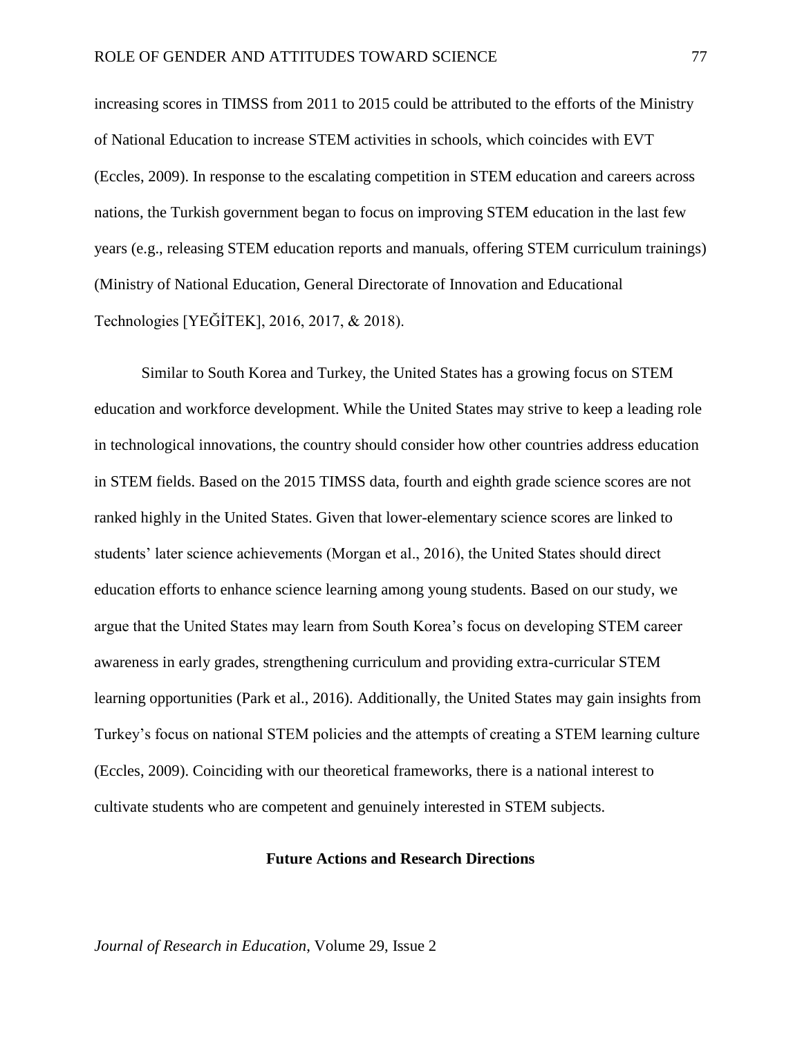increasing scores in TIMSS from 2011 to 2015 could be attributed to the efforts of the Ministry of National Education to increase STEM activities in schools, which coincides with EVT (Eccles, 2009). In response to the escalating competition in STEM education and careers across nations, the Turkish government began to focus on improving STEM education in the last few years (e.g., releasing STEM education reports and manuals, offering STEM curriculum trainings) (Ministry of National Education, General Directorate of Innovation and Educational Technologies [YEĞİTEK], 2016, 2017, & 2018).

Similar to South Korea and Turkey, the United States has a growing focus on STEM education and workforce development. While the United States may strive to keep a leading role in technological innovations, the country should consider how other countries address education in STEM fields. Based on the 2015 TIMSS data, fourth and eighth grade science scores are not ranked highly in the United States. Given that lower-elementary science scores are linked to students' later science achievements (Morgan et al., 2016), the United States should direct education efforts to enhance science learning among young students. Based on our study, we argue that the United States may learn from South Korea's focus on developing STEM career awareness in early grades, strengthening curriculum and providing extra-curricular STEM learning opportunities (Park et al., 2016). Additionally, the United States may gain insights from Turkey's focus on national STEM policies and the attempts of creating a STEM learning culture (Eccles, 2009). Coinciding with our theoretical frameworks, there is a national interest to cultivate students who are competent and genuinely interested in STEM subjects.

## Future Actions and Research Directions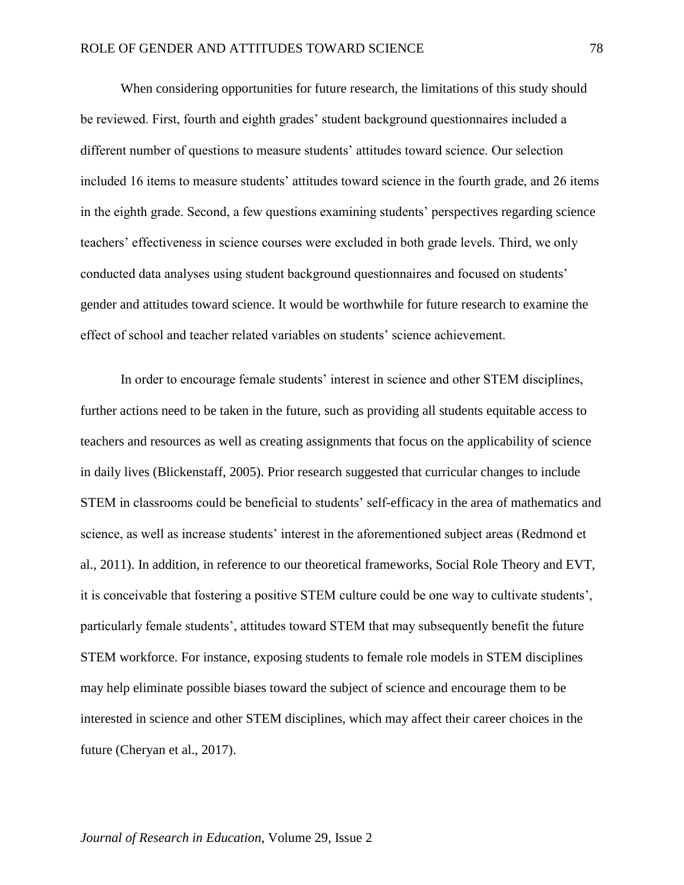When considering opportunities for future research, the limitations of this study should be reviewed. First, fourth and eighth grades' student background questionnaires included a different number of questions to measure students' attitudes toward science. Our selection included 16 items to measure students' attitudes toward science in the fourth grade, and 26 items in the eighth grade. Second, a few questions examining students' perspectives regarding science teachers' effectiveness in science courses were excluded in both grade levels. Third, we only conducted data analyses using student background questionnaires and focused on students' gender and attitudes toward science. It would be worthwhile for future research to examine the effect of school and teacher related variables on students' science achievement.

In order to encourage female students' interest in science and other STEM disciplines, further actions need to be taken in the future, such as providing all students equitable access to teachers and resources as well as creating assignments that focus on the applicability of science in daily lives (Blickenstaff, 2005). Prior research suggested that curricular changes to include STEM in classrooms could be beneficial to students' self-efficacy in the area of mathematics and science, as well as increase students' interest in the aforementioned subject areas (Redmond et al., 2011). In addition, in reference to our theoretical frameworks, Social Role Theory and EVT, it is conceivable that fostering a positive STEM culture could be one way to cultivate students', particularly female students', attitudes toward STEM that may subsequently benefit the future STEM workforce. For instance, exposing students to female role models in STEM disciplines may help eliminate possible biases toward the subject of science and encourage them to be interested in science and other STEM disciplines, which may affect their career choices in the future (Cheryan et al., 2017).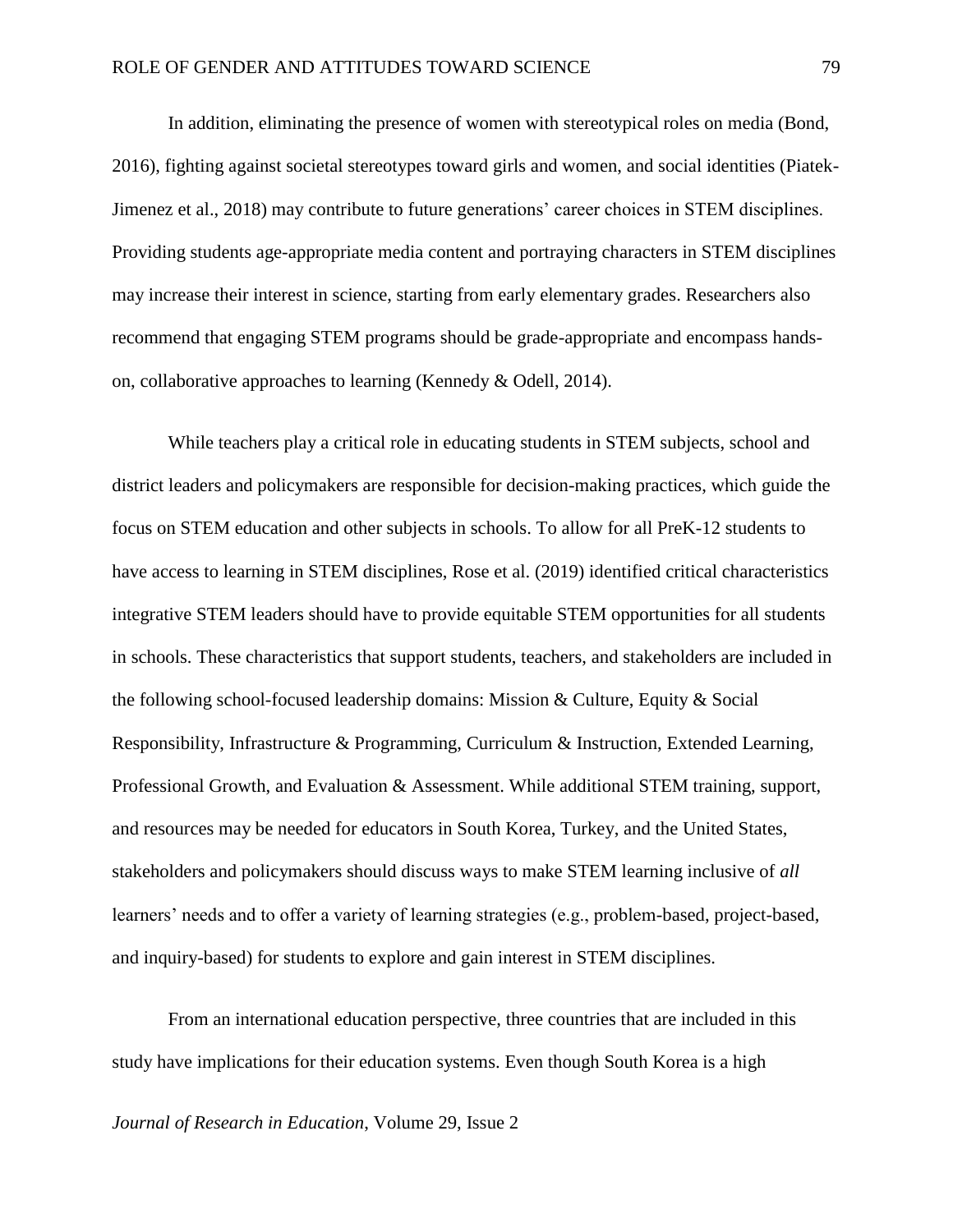In addition, eliminating the presence of women with stereotypical roles on media (Bond, 2016), fighting against societal stereotypes toward girls and women, and social identities (Piatek-Jimenez et al., 2018) may contribute to future generations' career choices in STEM disciplines. Providing students age-appropriate media content and portraying characters in STEM disciplines may increase their interest in science, starting from early elementary grades. Researchers also recommend that engaging STEM programs should be grade-appropriate and encompass hands-on, collaborative approaches to learning (Kennedy & Odell, 2014).

While teachers play a critical role in educating students in STEM subjects, school and district leaders and policymakers are responsible for decision-making practices, which guide the focus on STEM education and other subjects in schools. To allow for all PreK-12 students to have access to learning in STEM disciplines, Rose et al. (2019) identified critical characteristics integrative STEM leaders should have to provide equitable STEM opportunities for all students in schools. These characteristics that support students, teachers, and stakeholders are included in the following school-focused leadership domains: Mission & Culture, Equity & Social Responsibility, Infrastructure & Programming, Curriculum & Instruction, Extended Learning, Professional Growth, and Evaluation & Assessment. While additional STEM training, support, and resources may be needed for educators in South Korea, Turkey, and the United States, stakeholders and policymakers should discuss ways to make STEM learning inclusive of *all* learners' needs and to offer a variety of learning strategies (e.g., problem-based, project-based, and inquiry-based) for students to explore and gain interest in STEM disciplines.

From an international education perspective, three countries that are included in this study have implications for their education systems. Even though South Korea is a high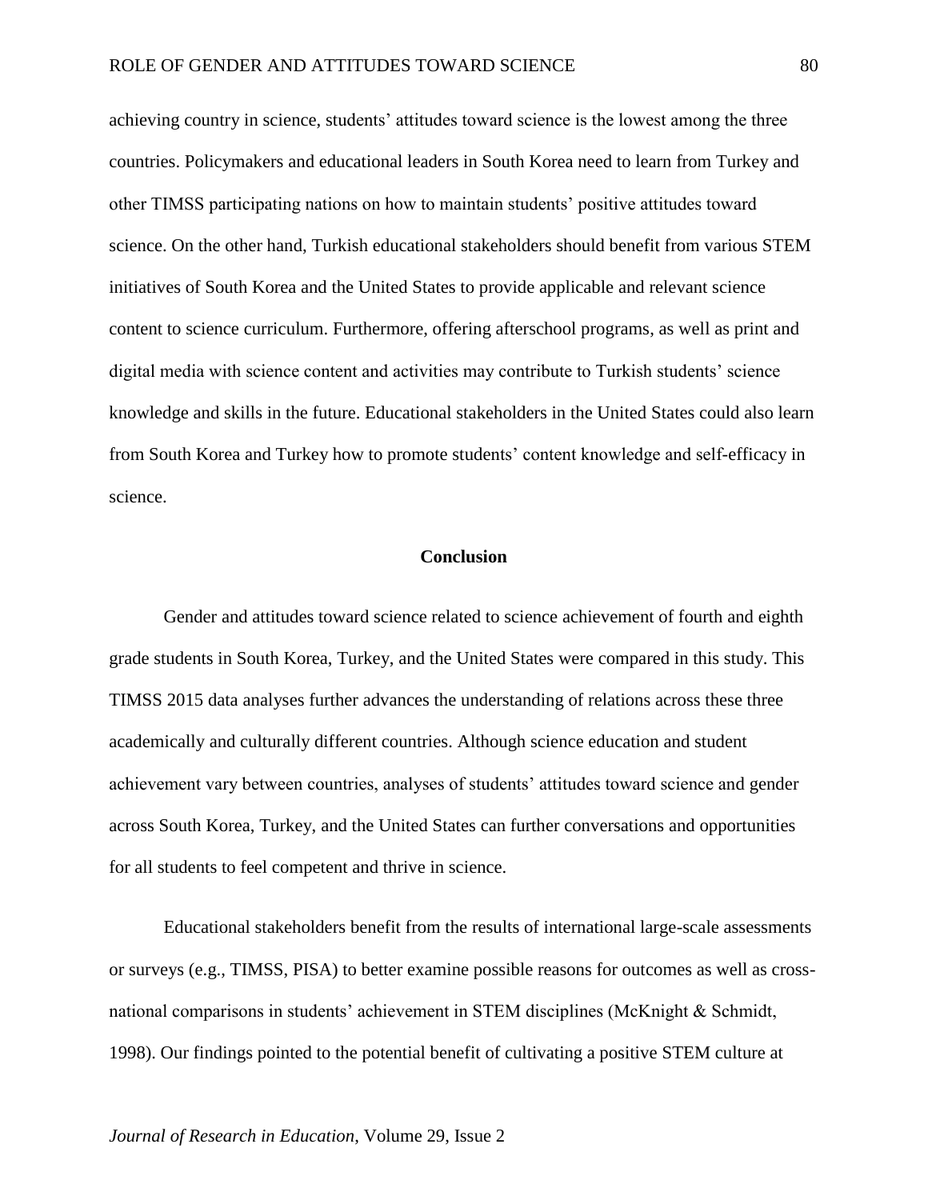achieving country in science, students' attitudes toward science is the lowest among the three countries. Policymakers and educational leaders in South Korea need to learn from Turkey and other TIMSS participating nations on how to maintain students' positive attitudes toward science. On the other hand, Turkish educational stakeholders should benefit from various STEM initiatives of South Korea and the United States to provide applicable and relevant science content to science curriculum. Furthermore, offering afterschool programs, as well as print and digital media with science content and activities may contribute to Turkish students' science knowledge and skills in the future. Educational stakeholders in the United States could also learn from South Korea and Turkey how to promote students' content knowledge and self-efficacy in science.

## Conclusion

Gender and attitudes toward science related to science achievement of fourth and eighth grade students in South Korea, Turkey, and the United States were compared in this study. This TIMSS 2015 data analyses further advances the understanding of relations across these three academically and culturally different countries. Although science education and student achievement vary between countries, analyses of students' attitudes toward science and gender across South Korea, Turkey, and the United States can further conversations and opportunities for all students to feel competent and thrive in science.

Educational stakeholders benefit from the results of international large-scale assessments or surveys (e.g., TIMSS, PISA) to better examine possible reasons for outcomes as well as cross-national comparisons in students' achievement in STEM disciplines (McKnight & Schmidt, 1998). Our findings pointed to the potential benefit of cultivating a positive STEM culture at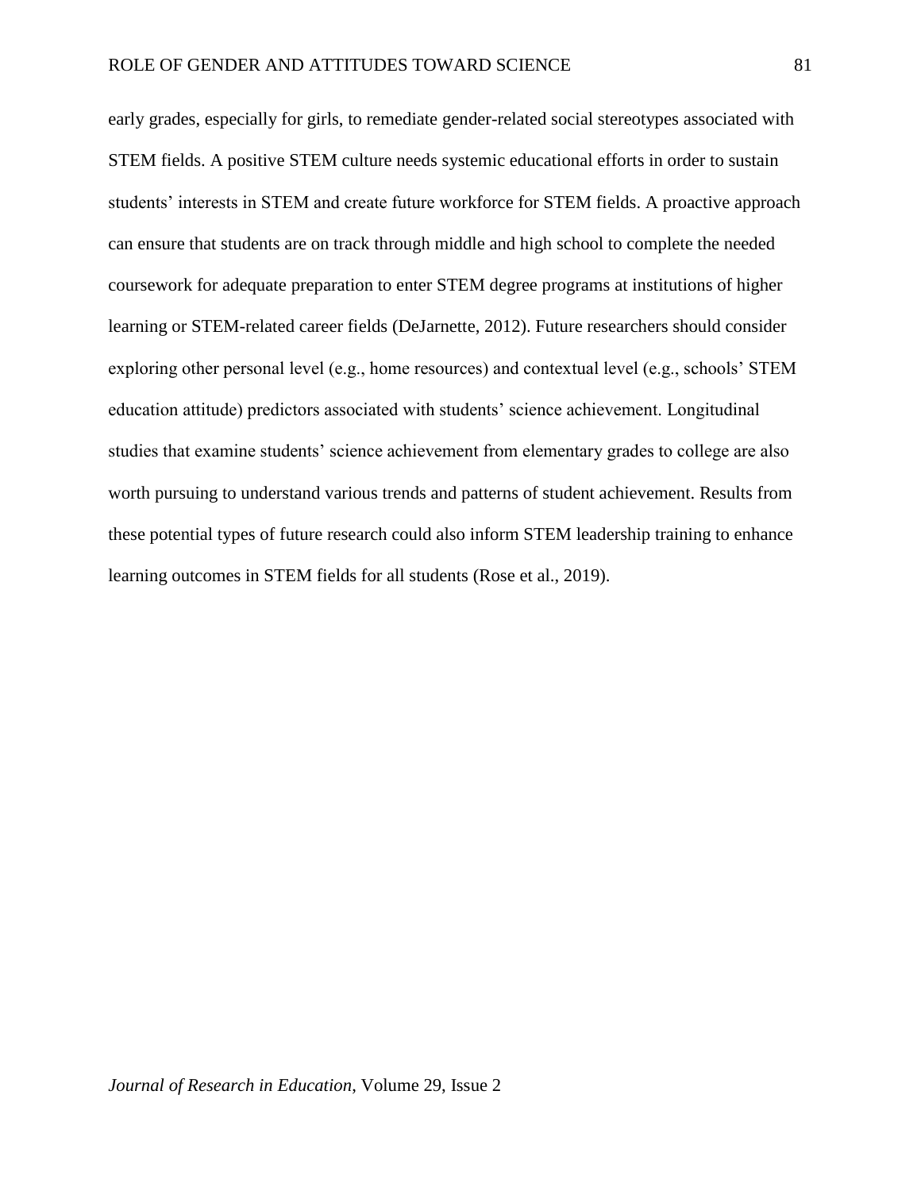early grades, especially for girls, to remediate gender-related social stereotypes associated with STEM fields. A positive STEM culture needs systemic educational efforts in order to sustain students' interests in STEM and create future workforce for STEM fields. A proactive approach can ensure that students are on track through middle and high school to complete the needed coursework for adequate preparation to enter STEM degree programs at institutions of higher learning or STEM-related career fields (DeJarnette, 2012). Future researchers should consider exploring other personal level (e.g., home resources) and contextual level (e.g., schools' STEM education attitude) predictors associated with students' science achievement. Longitudinal studies that examine students' science achievement from elementary grades to college are also worth pursuing to understand various trends and patterns of student achievement. Results from these potential types of future research could also inform STEM leadership training to enhance learning outcomes in STEM fields for all students (Rose et al., 2019).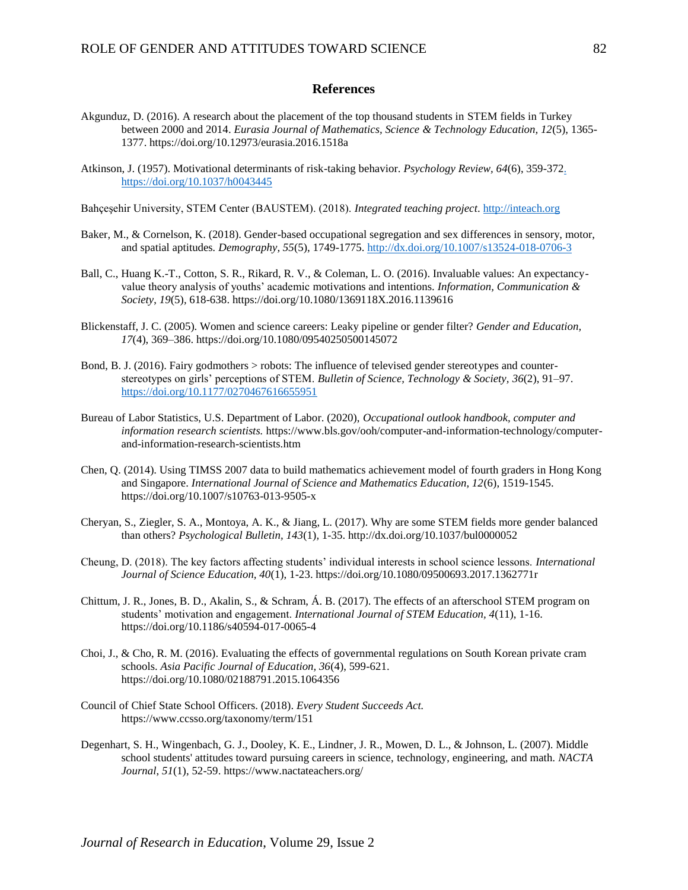## References

Akgunduz, D. (2016). A research about the placement of the top thousand students in STEM fields in Turkey between 2000 and 2014. *Eurasia Journal of Mathematics, Science & Technology Education, 12*(5), 1365-1377. https://doi.org/10.12973/eurasia.2016.1518a

Atkinson, J. (1957). Motivational determinants of risk-taking behavior. *Psychology Review, 64*(6), 359-372. https://doi.org/10.1037/h0043445

Bahçeşehir University, STEM Center (BAUSTEM). (2018). *Integrated teaching project*. http://inteach.org

Baker, M., & Cornelson, K. (2018). Gender-based occupational segregation and sex differences in sensory, motor, and spatial aptitudes. *Demography, 55*(5), 1749-1775. http://dx.doi.org/10.1007/s13524-018-0706-3

Ball, C., Huang K.-T., Cotton, S. R., Rikard, R. V., & Coleman, L. O. (2016). Invaluable values: An expectancy-value theory analysis of youths' academic motivations and intentions. *Information, Communication & Society*, *19*(5), 618-638. https://doi.org/10.1080/1369118X.2016.1139616

Blickenstaff, J. C. (2005). Women and science careers: Leaky pipeline or gender filter? *Gender and Education, 17*(4), 369–386. https://doi.org/10.1080/09540250500145072

Bond, B. J. (2016). Fairy godmothers > robots: The influence of televised gender stereotypes and counter-stereotypes on girls' perceptions of STEM. *Bulletin of Science, Technology & Society, 36*(2), 91–97. https://doi.org/10.1177/0270467616655951

Bureau of Labor Statistics, U.S. Department of Labor. (2020), *Occupational outlook handbook, computer and information research scientists.* https://www.bls.gov/ooh/computer-and-information-technology/computer-and-information-research-scientists.htm

Chen, Q. (2014). Using TIMSS 2007 data to build mathematics achievement model of fourth graders in Hong Kong and Singapore. *International Journal of Science and Mathematics Education, 12*(6), 1519-1545. https://doi.org/10.1007/s10763-013-9505-x

Cheryan, S., Ziegler, S. A., Montoya, A. K., & Jiang, L. (2017). Why are some STEM fields more gender balanced than others? *Psychological Bulletin, 143*(1), 1-35. http://dx.doi.org/10.1037/bul0000052

Cheung, D. (2018). The key factors affecting students' individual interests in school science lessons. *International Journal of Science Education, 40*(1), 1-23. https://doi.org/10.1080/09500693.2017.1362771r

Chittum, J. R., Jones, B. D., Akalin, S., & Schram, Á. B. (2017). The effects of an afterschool STEM program on students' motivation and engagement. *International Journal of STEM Education, 4*(11), 1-16. https://doi.org/10.1186/s40594-017-0065-4

Choi, J., & Cho, R. M. (2016). Evaluating the effects of governmental regulations on South Korean private cram schools. *Asia Pacific Journal of Education, 36*(4), 599-621. https://doi.org/10.1080/02188791.2015.1064356

Council of Chief State School Officers. (2018). *Every Student Succeeds Act.* https://www.ccsso.org/taxonomy/term/151

Degenhart, S. H., Wingenbach, G. J., Dooley, K. E., Lindner, J. R., Mowen, D. L., & Johnson, L. (2007). Middle school students' attitudes toward pursuing careers in science, technology, engineering, and math. *NACTA Journal*, *51*(1), 52-59. https://www.nactateachers.org/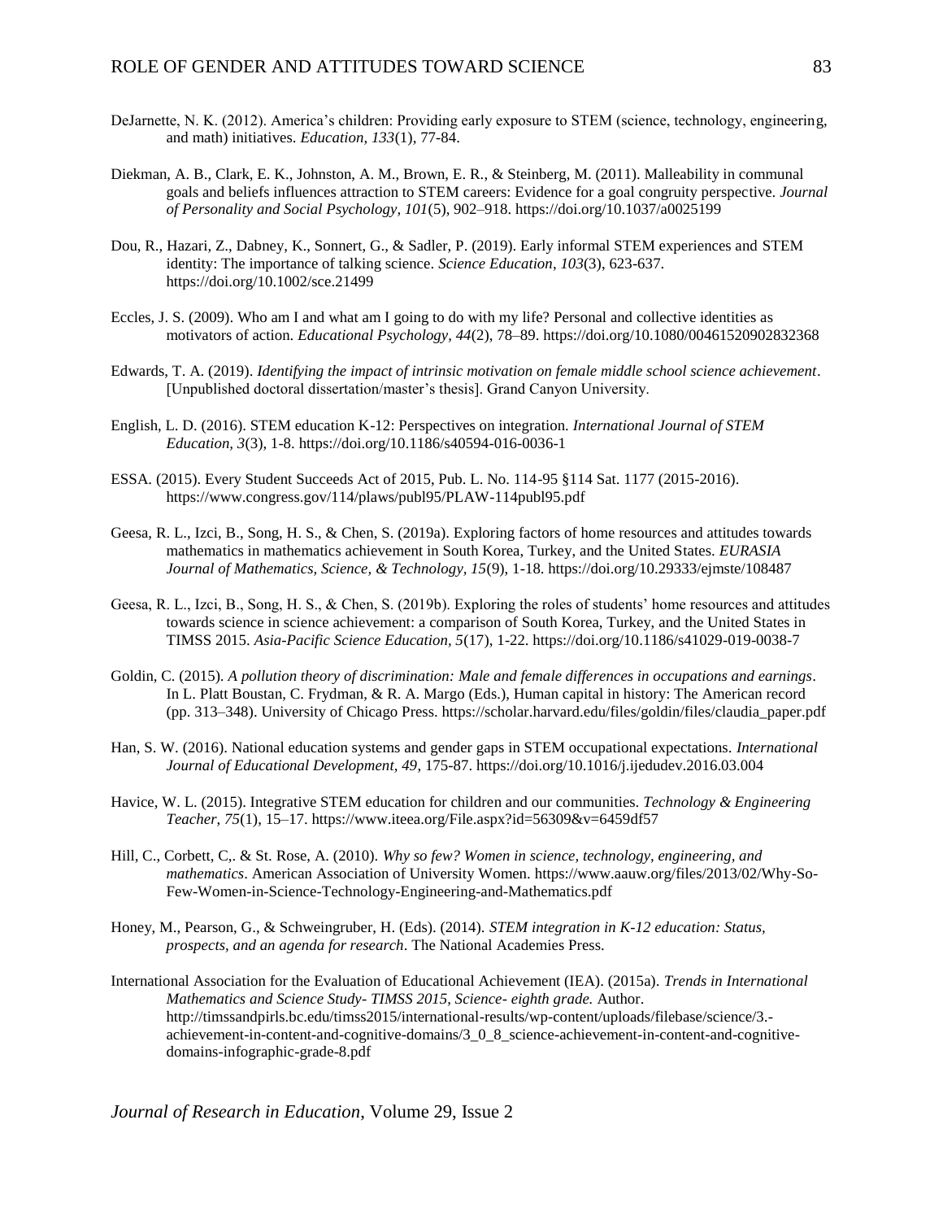DeJarnette, N. K. (2012). America's children: Providing early exposure to STEM (science, technology, engineering, and math) initiatives. *Education, 133*(1), 77-84.

Diekman, A. B., Clark, E. K., Johnston, A. M., Brown, E. R., & Steinberg, M. (2011). Malleability in communal goals and beliefs influences attraction to STEM careers: Evidence for a goal congruity perspective. *Journal of Personality and Social Psychology, 101*(5), 902–918. https://doi.org/10.1037/a0025199

Dou, R., Hazari, Z., Dabney, K., Sonnert, G., & Sadler, P. (2019). Early informal STEM experiences and STEM identity: The importance of talking science. *Science Education*, *103*(3), 623-637. https://doi.org/10.1002/sce.21499

Eccles, J. S. (2009). Who am I and what am I going to do with my life? Personal and collective identities as motivators of action. *Educational Psychology, 44*(2), 78–89. https://doi.org/10.1080/00461520902832368

Edwards, T. A. (2019). *Identifying the impact of intrinsic motivation on female middle school science achievement*. [Unpublished doctoral dissertation/master's thesis]. Grand Canyon University.

English, L. D. (2016). STEM education K-12: Perspectives on integration. *International Journal of STEM Education, 3*(3), 1-8. https://doi.org/10.1186/s40594-016-0036-1

ESSA. (2015). Every Student Succeeds Act of 2015, Pub. L. No. 114-95 §114 Sat. 1177 (2015-2016). https://www.congress.gov/114/plaws/publ95/PLAW-114publ95.pdf

Geesa, R. L., Izci, B., Song, H. S., & Chen, S. (2019a). Exploring factors of home resources and attitudes towards mathematics in mathematics achievement in South Korea, Turkey, and the United States. *EURASIA Journal of Mathematics, Science, & Technology, 15*(9), 1-18. https://doi.org/10.29333/ejmste/108487

Geesa, R. L., Izci, B., Song, H. S., & Chen, S. (2019b). Exploring the roles of students' home resources and attitudes towards science in science achievement: a comparison of South Korea, Turkey, and the United States in TIMSS 2015. *Asia-Pacific Science Education, 5*(17), 1-22. https://doi.org/10.1186/s41029-019-0038-7

Goldin, C. (2015). *A pollution theory of discrimination: Male and female differences in occupations and earnings*. In L. Platt Boustan, C. Frydman, & R. A. Margo (Eds.), Human capital in history: The American record (pp. 313–348). University of Chicago Press. https://scholar.harvard.edu/files/goldin/files/claudia_paper.pdf

Han, S. W. (2016). National education systems and gender gaps in STEM occupational expectations. *International Journal of Educational Development, 49*, 175-87. https://doi.org/10.1016/j.ijedudev.2016.03.004

Havice, W. L. (2015). Integrative STEM education for children and our communities. *Technology & Engineering Teacher, 75*(1), 15–17. https://www.iteea.org/File.aspx?id=56309&v=6459df57

Hill, C., Corbett, C,. & St. Rose, A. (2010). *Why so few? Women in science, technology, engineering, and mathematics*. American Association of University Women. https://www.aauw.org/files/2013/02/Why-So-Few-Women-in-Science-Technology-Engineering-and-Mathematics.pdf

Honey, M., Pearson, G., & Schweingruber, H. (Eds). (2014). *STEM integration in K-12 education: Status, prospects, and an agenda for research*. The National Academies Press.

International Association for the Evaluation of Educational Achievement (IEA). (2015a). *Trends in International Mathematics and Science Study- TIMSS 2015, Science- eighth grade.* Author. http://timssandpirls.bc.edu/timss2015/international-results/wp-content/uploads/filebase/science/3.-achievement-in-content-and-cognitive-domains/3_0_8_science-achievement-in-content-and-cognitive-domains-infographic-grade-8.pdf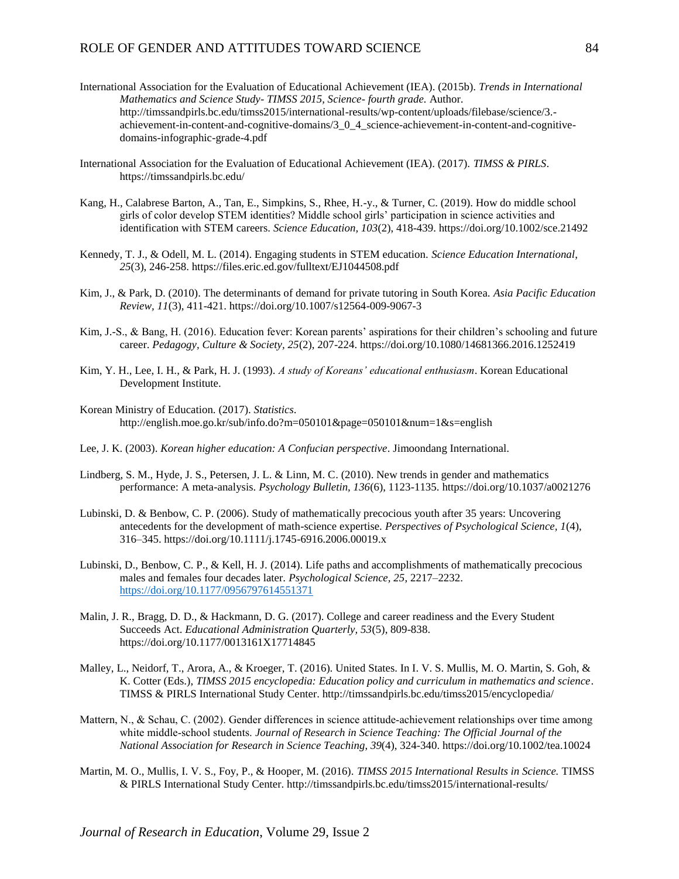International Association for the Evaluation of Educational Achievement (IEA). (2015b). *Trends in International Mathematics and Science Study- TIMSS 2015, Science- fourth grade.* Author. http://timssandpirls.bc.edu/timss2015/international-results/wp-content/uploads/filebase/science/3.-achievement-in-content-and-cognitive-domains/3_0_4_science-achievement-in-content-and-cognitive-domains-infographic-grade-4.pdf

International Association for the Evaluation of Educational Achievement (IEA). (2017). *TIMSS & PIRLS*. https://timssandpirls.bc.edu/

Kang, H., Calabrese Barton, A., Tan, E., Simpkins, S., Rhee, H.-y., & Turner, C. (2019). How do middle school girls of color develop STEM identities? Middle school girls' participation in science activities and identification with STEM careers. *Science Education, 103*(2), 418-439. https://doi.org/10.1002/sce.21492

Kennedy, T. J., & Odell, M. L. (2014). Engaging students in STEM education. *Science Education International, 25*(3), 246-258. https://files.eric.ed.gov/fulltext/EJ1044508.pdf

Kim, J., & Park, D. (2010). The determinants of demand for private tutoring in South Korea. *Asia Pacific Education Review, 11*(3), 411-421. https://doi.org/10.1007/s12564-009-9067-3

Kim, J.-S., & Bang, H. (2016). Education fever: Korean parents' aspirations for their children's schooling and future career. *Pedagogy, Culture & Society, 25*(2), 207-224. https://doi.org/10.1080/14681366.2016.1252419

Kim, Y. H., Lee, I. H., & Park, H. J. (1993). *A study of Koreans' educational enthusiasm*. Korean Educational Development Institute.

Korean Ministry of Education. (2017). *Statistics*. http://english.moe.go.kr/sub/info.do?m=050101&page=050101&num=1&s=english

Lee, J. K. (2003). *Korean higher education: A Confucian perspective*. Jimoondang International.

Lindberg, S. M., Hyde, J. S., Petersen, J. L. & Linn, M. C. (2010). New trends in gender and mathematics performance: A meta-analysis. *Psychology Bulletin, 136*(6), 1123-1135. https://doi.org/10.1037/a0021276

Lubinski, D. & Benbow, C. P. (2006). Study of mathematically precocious youth after 35 years: Uncovering antecedents for the development of math-science expertise. *Perspectives of Psychological Science, 1*(4), 316–345. https://doi.org/10.1111/j.1745-6916.2006.00019.x

Lubinski, D., Benbow, C. P., & Kell, H. J. (2014). Life paths and accomplishments of mathematically precocious males and females four decades later. *Psychological Science, 25*, 2217–2232. https://doi.org/10.1177/0956797614551371

Malin, J. R., Bragg, D. D., & Hackmann, D. G. (2017). College and career readiness and the Every Student Succeeds Act. *Educational Administration Quarterly, 53*(5), 809-838. https://doi.org/10.1177/0013161X17714845

Malley, L., Neidorf, T., Arora, A., & Kroeger, T. (2016). United States. In I. V. S. Mullis, M. O. Martin, S. Goh, & K. Cotter (Eds.), *TIMSS 2015 encyclopedia: Education policy and curriculum in mathematics and science*. TIMSS & PIRLS International Study Center. http://timssandpirls.bc.edu/timss2015/encyclopedia/

Mattern, N., & Schau, C. (2002). Gender differences in science attitude-achievement relationships over time among white middle-school students. *Journal of Research in Science Teaching: The Official Journal of the National Association for Research in Science Teaching, 39*(4), 324-340. https://doi.org/10.1002/tea.10024

Martin, M. O., Mullis, I. V. S., Foy, P., & Hooper, M. (2016). *TIMSS 2015 International Results in Science.* TIMSS & PIRLS International Study Center. http://timssandpirls.bc.edu/timss2015/international-results/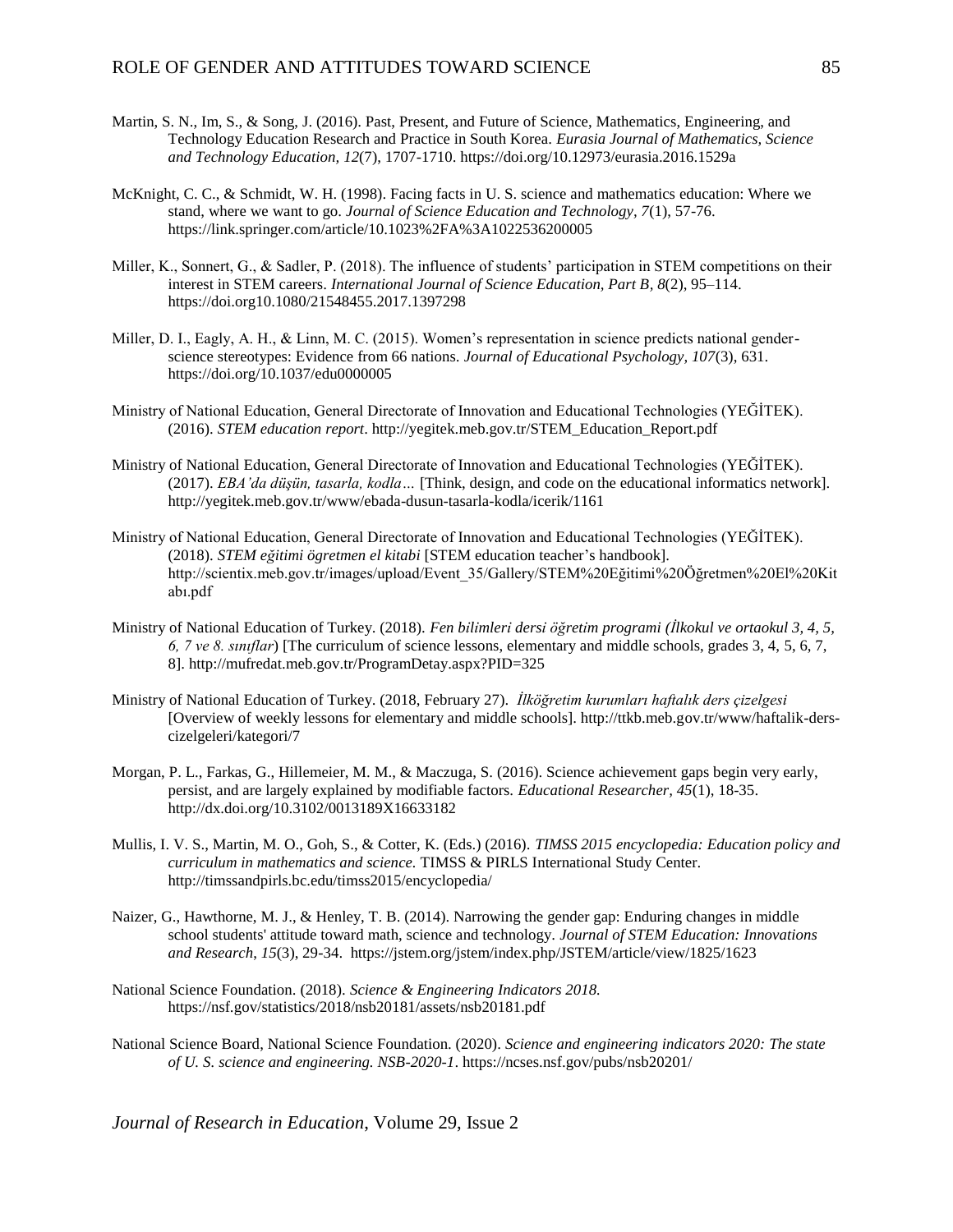Martin, S. N., Im, S., & Song, J. (2016). Past, Present, and Future of Science, Mathematics, Engineering, and Technology Education Research and Practice in South Korea. *Eurasia Journal of Mathematics, Science and Technology Education, 12*(7), 1707-1710. https://doi.org/10.12973/eurasia.2016.1529a

McKnight, C. C., & Schmidt, W. H. (1998). Facing facts in U. S. science and mathematics education: Where we stand, where we want to go. *Journal of Science Education and Technology, 7*(1), 57-76. https://link.springer.com/article/10.1023%2FA%3A1022536200005

Miller, K., Sonnert, G., & Sadler, P. (2018). The influence of students' participation in STEM competitions on their interest in STEM careers. *International Journal of Science Education, Part B, 8*(2), 95–114. https://doi.org10.1080/21548455.2017.1397298

Miller, D. I., Eagly, A. H., & Linn, M. C. (2015). Women's representation in science predicts national gender-science stereotypes: Evidence from 66 nations. *Journal of Educational Psychology, 107*(3), 631. https://doi.org/10.1037/edu0000005

Ministry of National Education, General Directorate of Innovation and Educational Technologies (YEĞİTEK). (2016). *STEM education report*. http://yegitek.meb.gov.tr/STEM_Education_Report.pdf

Ministry of National Education, General Directorate of Innovation and Educational Technologies (YEĞİTEK). (2017). *EBA'da düşün, tasarla, kodla…* [Think, design, and code on the educational informatics network]. http://yegitek.meb.gov.tr/www/ebada-dusun-tasarla-kodla/icerik/1161

Ministry of National Education, General Directorate of Innovation and Educational Technologies (YEĞİTEK). (2018). *STEM eğitimi ögretmen el kitabi* [STEM education teacher's handbook]. http://scientix.meb.gov.tr/images/upload/Event_35/Gallery/STEM%20Eğitimi%20Öğretmen%20El%20Kitabı.pdf

Ministry of National Education of Turkey. (2018). *Fen bilimleri dersi öğretim programi (İlkokul ve ortaokul 3, 4, 5, 6, 7 ve 8. sınıflar*) [The curriculum of science lessons, elementary and middle schools, grades 3, 4, 5, 6, 7, 8]. http://mufredat.meb.gov.tr/ProgramDetay.aspx?PID=325

Ministry of National Education of Turkey. (2018, February 27). *İlköğretim kurumları haftalık ders çizelgesi* [Overview of weekly lessons for elementary and middle schools]. http://ttkb.meb.gov.tr/www/haftalik-ders-cizelgeleri/kategori/7

Morgan, P. L., Farkas, G., Hillemeier, M. M., & Maczuga, S. (2016). Science achievement gaps begin very early, persist, and are largely explained by modifiable factors. *Educational Researcher, 45*(1), 18-35. http://dx.doi.org/10.3102/0013189X16633182

Mullis, I. V. S., Martin, M. O., Goh, S., & Cotter, K. (Eds.) (2016). *TIMSS 2015 encyclopedia: Education policy and curriculum in mathematics and science.* TIMSS & PIRLS International Study Center. http://timssandpirls.bc.edu/timss2015/encyclopedia/

Naizer, G., Hawthorne, M. J., & Henley, T. B. (2014). Narrowing the gender gap: Enduring changes in middle school students' attitude toward math, science and technology. *Journal of STEM Education: Innovations and Research, 15*(3), 29-34. https://jstem.org/jstem/index.php/JSTEM/article/view/1825/1623

National Science Foundation. (2018). *Science & Engineering Indicators 2018.* https://nsf.gov/statistics/2018/nsb20181/assets/nsb20181.pdf

National Science Board, National Science Foundation. (2020). *Science and engineering indicators 2020: The state of U. S. science and engineering. NSB-2020-1*. https://ncses.nsf.gov/pubs/nsb20201/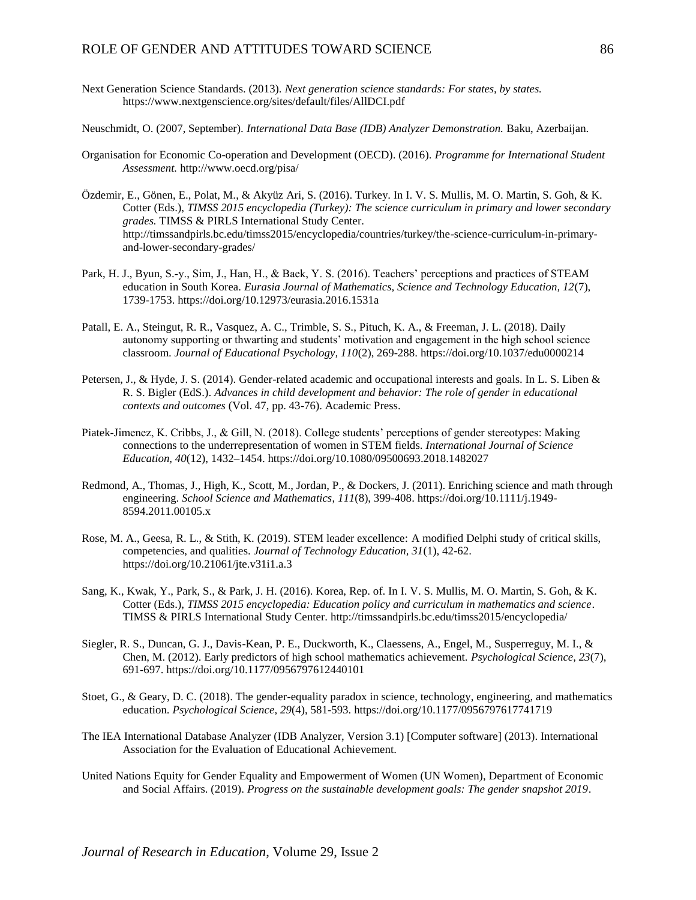Next Generation Science Standards. (2013). *Next generation science standards: For states, by states.* https://www.nextgenscience.org/sites/default/files/AllDCI.pdf

Neuschmidt, O. (2007, September). *International Data Base (IDB) Analyzer Demonstration.* Baku, Azerbaijan.

Organisation for Economic Co-operation and Development (OECD). (2016). *Programme for International Student Assessment.* http://www.oecd.org/pisa/

Özdemir, E., Gönen, E., Polat, M., & Akyüz Ari, S. (2016). Turkey. In I. V. S. Mullis, M. O. Martin, S. Goh, & K. Cotter (Eds.), *TIMSS 2015 encyclopedia (Turkey): The science curriculum in primary and lower secondary grades.* TIMSS & PIRLS International Study Center. http://timssandpirls.bc.edu/timss2015/encyclopedia/countries/turkey/the-science-curriculum-in-primary-and-lower-secondary-grades/

Park, H. J., Byun, S.-y., Sim, J., Han, H., & Baek, Y. S. (2016). Teachers' perceptions and practices of STEAM education in South Korea. *Eurasia Journal of Mathematics, Science and Technology Education, 12*(7), 1739-1753. https://doi.org/10.12973/eurasia.2016.1531a

Patall, E. A., Steingut, R. R., Vasquez, A. C., Trimble, S. S., Pituch, K. A., & Freeman, J. L. (2018). Daily autonomy supporting or thwarting and students' motivation and engagement in the high school science classroom. *Journal of Educational Psychology, 110*(2), 269-288. https://doi.org/10.1037/edu0000214

Petersen, J., & Hyde, J. S. (2014). Gender-related academic and occupational interests and goals. In L. S. Liben & R. S. Bigler (EdS.). *Advances in child development and behavior: The role of gender in educational contexts and outcomes* (Vol. 47, pp. 43-76). Academic Press.

Piatek-Jimenez, K. Cribbs, J., & Gill, N. (2018). College students' perceptions of gender stereotypes: Making connections to the underrepresentation of women in STEM fields. *International Journal of Science Education, 40*(12), 1432–1454. https://doi.org/10.1080/09500693.2018.1482027

Redmond, A., Thomas, J., High, K., Scott, M., Jordan, P., & Dockers, J. (2011). Enriching science and math through engineering. *School Science and Mathematics, 111*(8), 399-408. https://doi.org/10.1111/j.1949-8594.2011.00105.x

Rose, M. A., Geesa, R. L., & Stith, K. (2019). STEM leader excellence: A modified Delphi study of critical skills, competencies, and qualities. *Journal of Technology Education, 31*(1), 42-62. https://doi.org/10.21061/jte.v31i1.a.3

Sang, K., Kwak, Y., Park, S., & Park, J. H. (2016). Korea, Rep. of. In I. V. S. Mullis, M. O. Martin, S. Goh, & K. Cotter (Eds.), *TIMSS 2015 encyclopedia: Education policy and curriculum in mathematics and science*. TIMSS & PIRLS International Study Center. http://timssandpirls.bc.edu/timss2015/encyclopedia/

Siegler, R. S., Duncan, G. J., Davis-Kean, P. E., Duckworth, K., Claessens, A., Engel, M., Susperreguy, M. I., & Chen, M. (2012). Early predictors of high school mathematics achievement. *Psychological Science, 23*(7), 691-697. https://doi.org/10.1177/0956797612440101

Stoet, G., & Geary, D. C. (2018). The gender-equality paradox in science, technology, engineering, and mathematics education. *Psychological Science, 29*(4), 581-593. https://doi.org/10.1177/0956797617741719

The IEA International Database Analyzer (IDB Analyzer, Version 3.1) [Computer software] (2013). International Association for the Evaluation of Educational Achievement.

United Nations Equity for Gender Equality and Empowerment of Women (UN Women), Department of Economic and Social Affairs. (2019). *Progress on the sustainable development goals: The gender snapshot 2019*.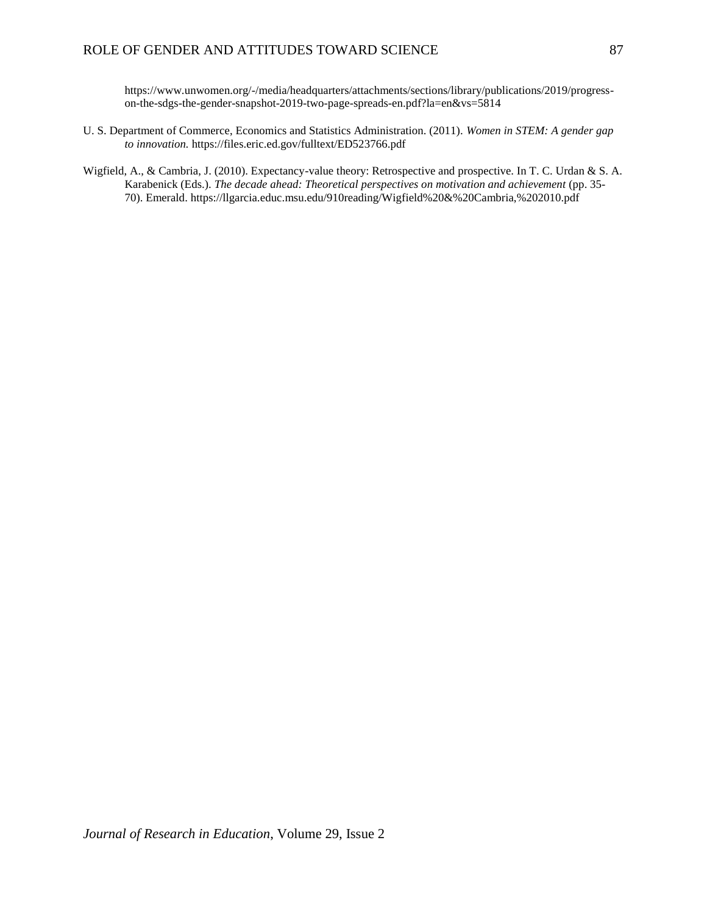https://www.unwomen.org/-/media/headquarters/attachments/sections/library/publications/2019/progress-on-the-sdgs-the-gender-snapshot-2019-two-page-spreads-en.pdf?la=en&vs=5814

U. S. Department of Commerce, Economics and Statistics Administration. (2011). *Women in STEM: A gender gap to innovation.* https://files.eric.ed.gov/fulltext/ED523766.pdf

Wigfield, A., & Cambria, J. (2010). Expectancy-value theory: Retrospective and prospective. In T. C. Urdan & S. A. Karabenick (Eds.). *The decade ahead: Theoretical perspectives on motivation and achievement* (pp. 35-70). Emerald. https://llgarcia.educ.msu.edu/910reading/Wigfield%20&%20Cambria,%202010.pdf